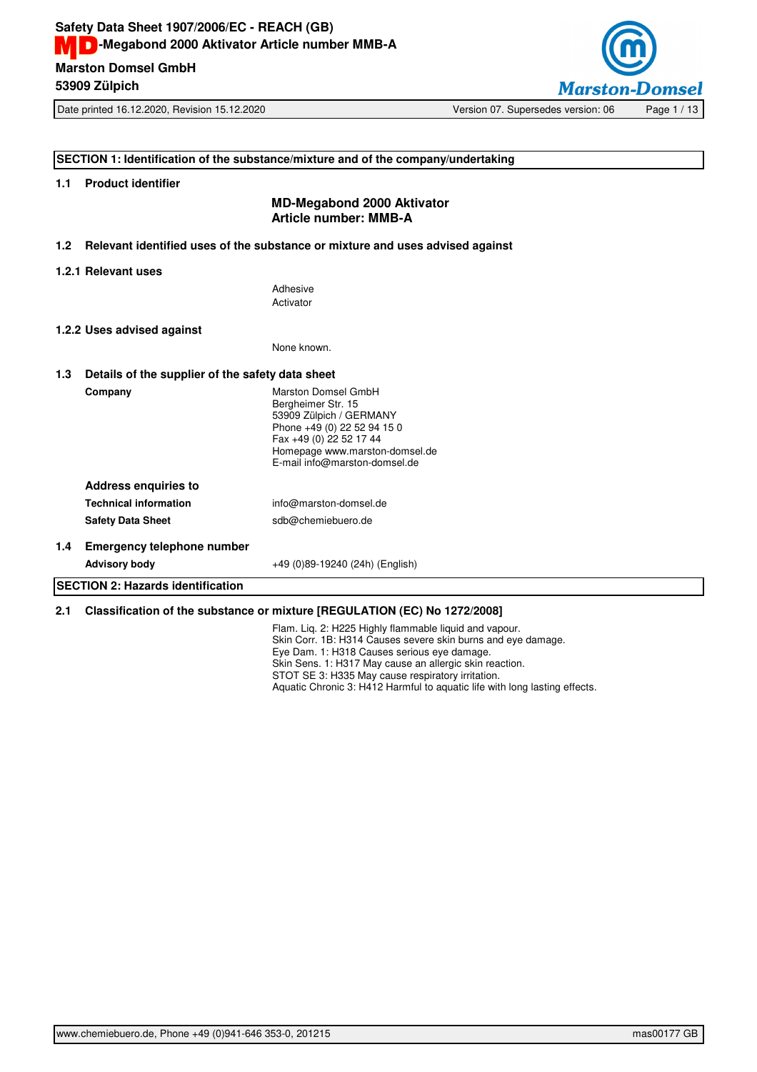## SECTION 1: Identification of the substance/mixture and of the company/undertaking

### 1.1 Product identifier

**MD-Megabond 2000 Aktivator**
**Article number: MMB-A**

### 1.2 Relevant identified uses of the substance or mixture and uses advised against

#### 1.2.1 Relevant uses

Adhesive
Activator

#### 1.2.2 Uses advised against

None known.

### 1.3 Details of the supplier of the safety data sheet

**Company**

Marston Domsel GmbH
Bergheimer Str. 15
53909 Zülpich / GERMANY
Phone +49 (0) 22 52 94 15 0
Fax +49 (0) 22 52 17 44
Homepage www.marston-domsel.de
E-mail info@marston-domsel.de

**Address enquiries to**

**Technical information** info@marston-domsel.de

**Safety Data Sheet** sdb@chemiebuero.de

### 1.4 Emergency telephone number

**Advisory body** +49 (0)89-19240 (24h) (English)

## SECTION 2: Hazards identification

### 2.1 Classification of the substance or mixture [REGULATION (EC) No 1272/2008]

Flam. Liq. 2: H225 Highly flammable liquid and vapour.
Skin Corr. 1B: H314 Causes severe skin burns and eye damage.
Eye Dam. 1: H318 Causes serious eye damage.
Skin Sens. 1: H317 May cause an allergic skin reaction.
STOT SE 3: H335 May cause respiratory irritation.
Aquatic Chronic 3: H412 Harmful to aquatic life with long lasting effects.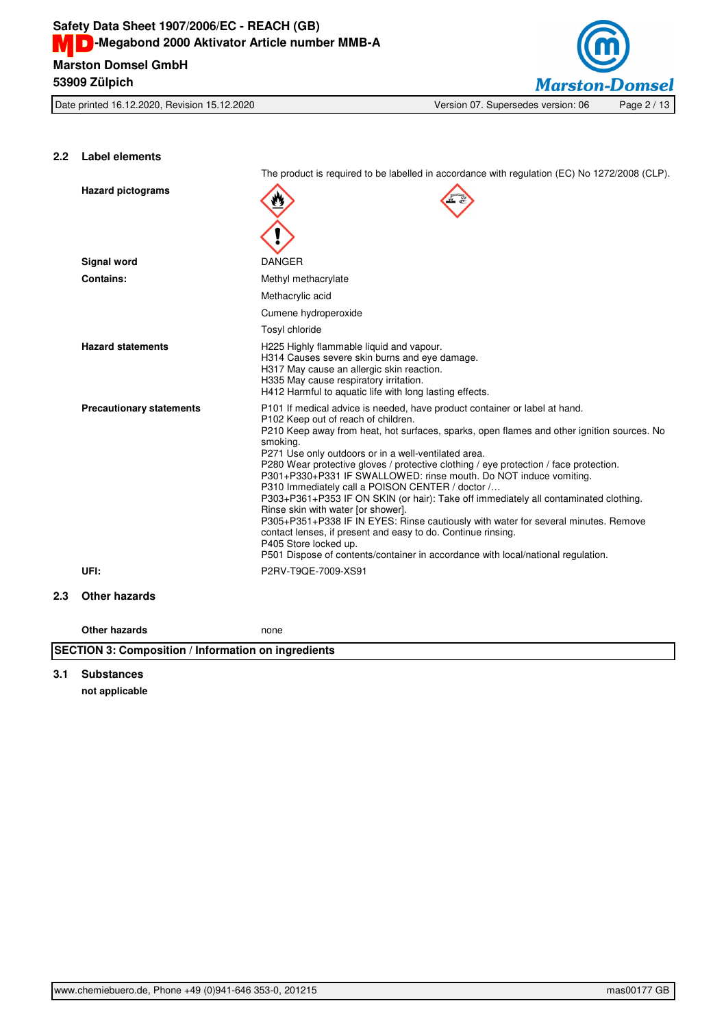## 2.2 Label elements

The product is required to be labelled in accordance with regulation (EC) No 1272/2008 (CLP).

**Hazard pictograms**

**Signal word** DANGER

**Contains:**

Methyl methacrylate

Methacrylic acid

Cumene hydroperoxide

Tosyl chloride

**Hazard statements**

H225 Highly flammable liquid and vapour.
H314 Causes severe skin burns and eye damage.
H317 May cause an allergic skin reaction.
H335 May cause respiratory irritation.
H412 Harmful to aquatic life with long lasting effects.

**Precautionary statements**

P101 If medical advice is needed, have product container or label at hand.
P102 Keep out of reach of children.
P210 Keep away from heat, hot surfaces, sparks, open flames and other ignition sources. No smoking.
P271 Use only outdoors or in a well-ventilated area.
P280 Wear protective gloves / protective clothing / eye protection / face protection.
P301+P330+P331 IF SWALLOWED: rinse mouth. Do NOT induce vomiting.
P310 Immediately call a POISON CENTER / doctor /…
P303+P361+P353 IF ON SKIN (or hair): Take off immediately all contaminated clothing. Rinse skin with water [or shower].
P305+P351+P338 IF IN EYES: Rinse cautiously with water for several minutes. Remove contact lenses, if present and easy to do. Continue rinsing.
P405 Store locked up.
P501 Dispose of contents/container in accordance with local/national regulation.

**UFI:** P2RV-T9QE-7009-XS91

## 2.3 Other hazards

**Other hazards** none

# SECTION 3: Composition / Information on ingredients

## 3.1 Substances

**not applicable**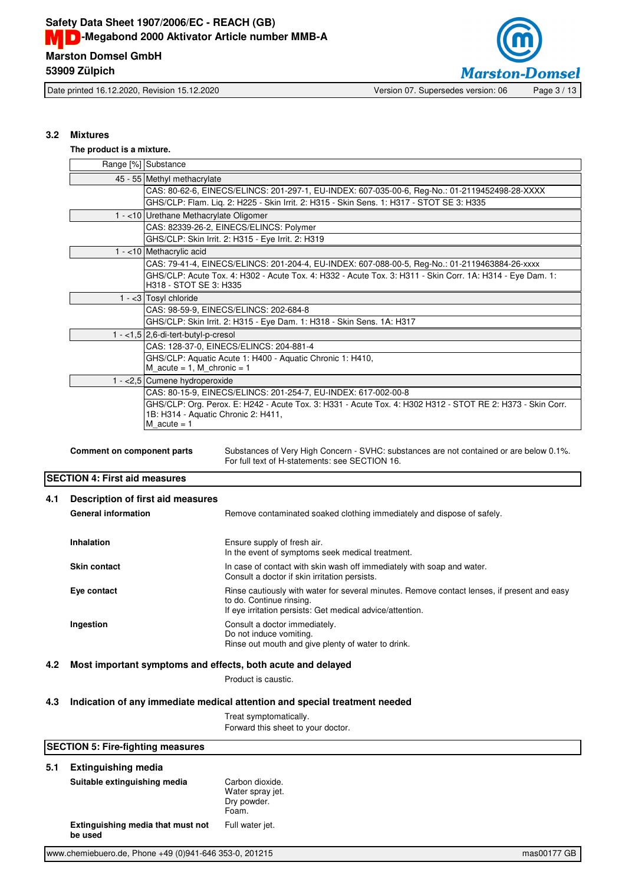### 3.2 Mixtures

**The product is a mixture.**

| Range [%] | Substance |
|---|---|
| 45 - 55 | Methyl methacrylate |
| | CAS: 80-62-6, EINECS/ELINCS: 201-297-1, EU-INDEX: 607-035-00-6, Reg-No.: 01-2119452498-28-XXXX |
| | GHS/CLP: Flam. Liq. 2: H225 - Skin Irrit. 2: H315 - Skin Sens. 1: H317 - STOT SE 3: H335 |
| 1 - <10 | Urethane Methacrylate Oligomer |
| | CAS: 82339-26-2, EINECS/ELINCS: Polymer |
| | GHS/CLP: Skin Irrit. 2: H315 - Eye Irrit. 2: H319 |
| 1 - <10 | Methacrylic acid |
| | CAS: 79-41-4, EINECS/ELINCS: 201-204-4, EU-INDEX: 607-088-00-5, Reg-No.: 01-2119463884-26-xxxx |
| | GHS/CLP: Acute Tox. 4: H302 - Acute Tox. 4: H332 - Acute Tox. 3: H311 - Skin Corr. 1A: H314 - Eye Dam. 1: H318 - STOT SE 3: H335 |
| 1 - <3 | Tosyl chloride |
| | CAS: 98-59-9, EINECS/ELINCS: 202-684-8 |
| | GHS/CLP: Skin Irrit. 2: H315 - Eye Dam. 1: H318 - Skin Sens. 1A: H317 |
| 1 - <1,5 | 2,6-di-tert-butyl-p-cresol |
| | CAS: 128-37-0, EINECS/ELINCS: 204-881-4 |
| | GHS/CLP: Aquatic Acute 1: H400 - Aquatic Chronic 1: H410, M_acute = 1, M_chronic = 1 |
| 1 - <2,5 | Cumene hydroperoxide |
| | CAS: 80-15-9, EINECS/ELINCS: 201-254-7, EU-INDEX: 617-002-00-8 |
| | GHS/CLP: Org. Perox. E: H242 - Acute Tox. 3: H331 - Acute Tox. 4: H302 H312 - STOT RE 2: H373 - Skin Corr. 1B: H314 - Aquatic Chronic 2: H411, M_acute = 1 |

**Comment on component parts**
Substances of Very High Concern - SVHC: substances are not contained or are below 0.1%.
For full text of H-statements: see SECTION 16.

## SECTION 4: First aid measures

### 4.1 Description of first aid measures

**General information**
Remove contaminated soaked clothing immediately and dispose of safely.

**Inhalation**
Ensure supply of fresh air.
In the event of symptoms seek medical treatment.

**Skin contact**
In case of contact with skin wash off immediately with soap and water.
Consult a doctor if skin irritation persists.

**Eye contact**
Rinse cautiously with water for several minutes. Remove contact lenses, if present and easy to do. Continue rinsing.
If eye irritation persists: Get medical advice/attention.

**Ingestion**
Consult a doctor immediately.
Do not induce vomiting.
Rinse out mouth and give plenty of water to drink.

### 4.2 Most important symptoms and effects, both acute and delayed

Product is caustic.

### 4.3 Indication of any immediate medical attention and special treatment needed

Treat symptomatically.
Forward this sheet to your doctor.

## SECTION 5: Fire-fighting measures

### 5.1 Extinguishing media

**Suitable extinguishing media**
Carbon dioxide.
Water spray jet.
Dry powder.
Foam.

**Extinguishing media that must not be used**
Full water jet.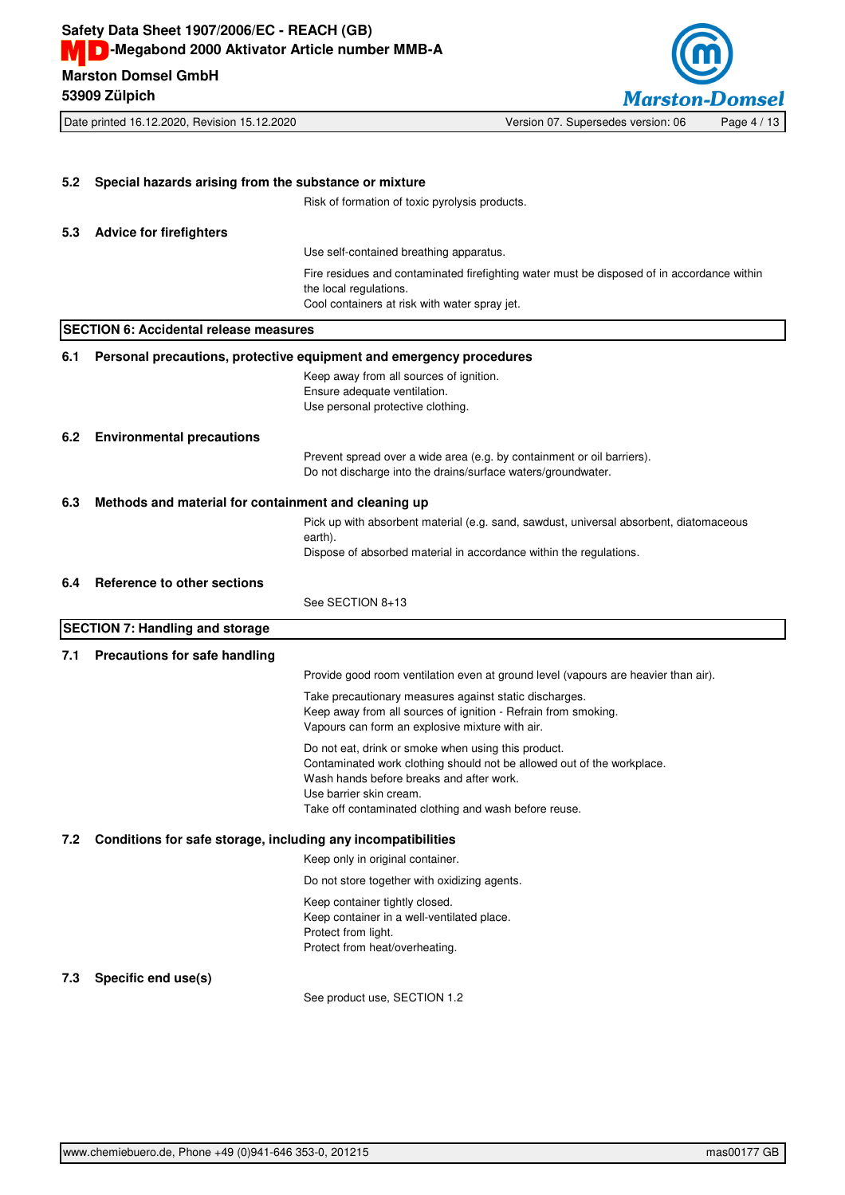### 5.2 Special hazards arising from the substance or mixture

Risk of formation of toxic pyrolysis products.

### 5.3 Advice for firefighters

Use self-contained breathing apparatus.

Fire residues and contaminated firefighting water must be disposed of in accordance within the local regulations.
Cool containers at risk with water spray jet.

## SECTION 6: Accidental release measures

### 6.1 Personal precautions, protective equipment and emergency procedures

Keep away from all sources of ignition.
Ensure adequate ventilation.
Use personal protective clothing.

### 6.2 Environmental precautions

Prevent spread over a wide area (e.g. by containment or oil barriers).
Do not discharge into the drains/surface waters/groundwater.

### 6.3 Methods and material for containment and cleaning up

Pick up with absorbent material (e.g. sand, sawdust, universal absorbent, diatomaceous earth).
Dispose of absorbed material in accordance within the regulations.

### 6.4 Reference to other sections

See SECTION 8+13

## SECTION 7: Handling and storage

### 7.1 Precautions for safe handling

Provide good room ventilation even at ground level (vapours are heavier than air).

Take precautionary measures against static discharges.
Keep away from all sources of ignition - Refrain from smoking.
Vapours can form an explosive mixture with air.

Do not eat, drink or smoke when using this product.
Contaminated work clothing should not be allowed out of the workplace.
Wash hands before breaks and after work.
Use barrier skin cream.
Take off contaminated clothing and wash before reuse.

### 7.2 Conditions for safe storage, including any incompatibilities

Keep only in original container.

Do not store together with oxidizing agents.

Keep container tightly closed.
Keep container in a well-ventilated place.
Protect from light.
Protect from heat/overheating.

### 7.3 Specific end use(s)

See product use, SECTION 1.2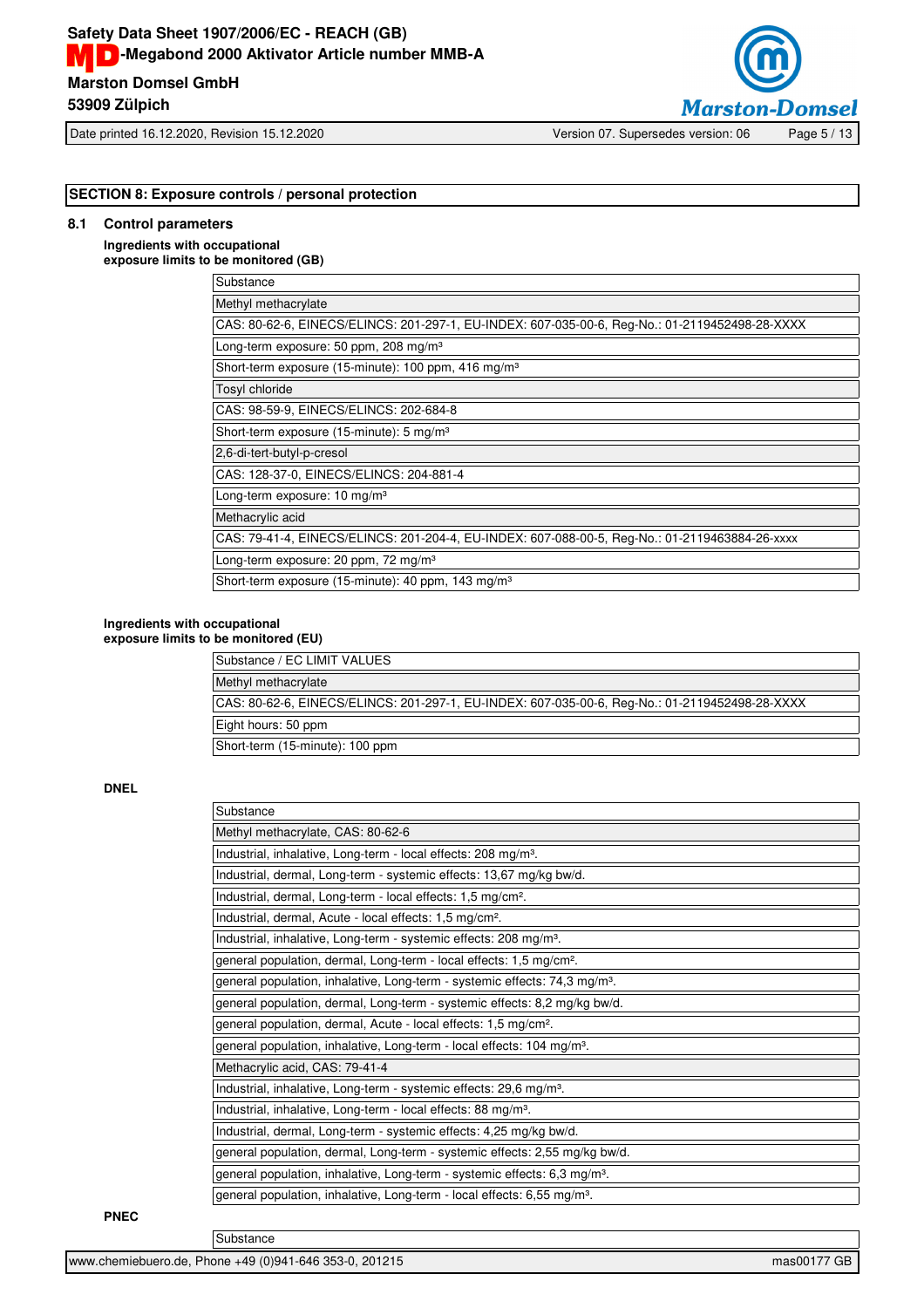## SECTION 8: Exposure controls / personal protection

### 8.1 Control parameters

**Ingredients with occupational exposure limits to be monitored (GB)**

| Substance |
|---|
| Methyl methacrylate |
| CAS: 80-62-6, EINECS/ELINCS: 201-297-1, EU-INDEX: 607-035-00-6, Reg-No.: 01-2119452498-28-XXXX |
| Long-term exposure: 50 ppm, 208 mg/m³ |
| Short-term exposure (15-minute): 100 ppm, 416 mg/m³ |
| Tosyl chloride |
| CAS: 98-59-9, EINECS/ELINCS: 202-684-8 |
| Short-term exposure (15-minute): 5 mg/m³ |
| 2,6-di-tert-butyl-p-cresol |
| CAS: 128-37-0, EINECS/ELINCS: 204-881-4 |
| Long-term exposure: 10 mg/m³ |
| Methacrylic acid |
| CAS: 79-41-4, EINECS/ELINCS: 201-204-4, EU-INDEX: 607-088-00-5, Reg-No.: 01-2119463884-26-xxxx |
| Long-term exposure: 20 ppm, 72 mg/m³ |
| Short-term exposure (15-minute): 40 ppm, 143 mg/m³ |

**Ingredients with occupational exposure limits to be monitored (EU)**

| Substance / EC LIMIT VALUES |
|---|
| Methyl methacrylate |
| CAS: 80-62-6, EINECS/ELINCS: 201-297-1, EU-INDEX: 607-035-00-6, Reg-No.: 01-2119452498-28-XXXX |
| Eight hours: 50 ppm |
| Short-term (15-minute): 100 ppm |

**DNEL**

| Substance |
|---|
| Methyl methacrylate, CAS: 80-62-6 |
| Industrial, inhalative, Long-term - local effects: 208 mg/m³. |
| Industrial, dermal, Long-term - systemic effects: 13,67 mg/kg bw/d. |
| Industrial, dermal, Long-term - local effects: 1,5 mg/cm². |
| Industrial, dermal, Acute - local effects: 1,5 mg/cm². |
| Industrial, inhalative, Long-term - systemic effects: 208 mg/m³. |
| general population, dermal, Long-term - local effects: 1,5 mg/cm². |
| general population, inhalative, Long-term - systemic effects: 74,3 mg/m³. |
| general population, dermal, Long-term - systemic effects: 8,2 mg/kg bw/d. |
| general population, dermal, Acute - local effects: 1,5 mg/cm². |
| general population, inhalative, Long-term - local effects: 104 mg/m³. |
| Methacrylic acid, CAS: 79-41-4 |
| Industrial, inhalative, Long-term - systemic effects: 29,6 mg/m³. |
| Industrial, inhalative, Long-term - local effects: 88 mg/m³. |
| Industrial, dermal, Long-term - systemic effects: 4,25 mg/kg bw/d. |
| general population, dermal, Long-term - systemic effects: 2,55 mg/kg bw/d. |
| general population, inhalative, Long-term - systemic effects: 6,3 mg/m³. |
| general population, inhalative, Long-term - local effects: 6,55 mg/m³. |

**PNEC**

| Substance |
|---|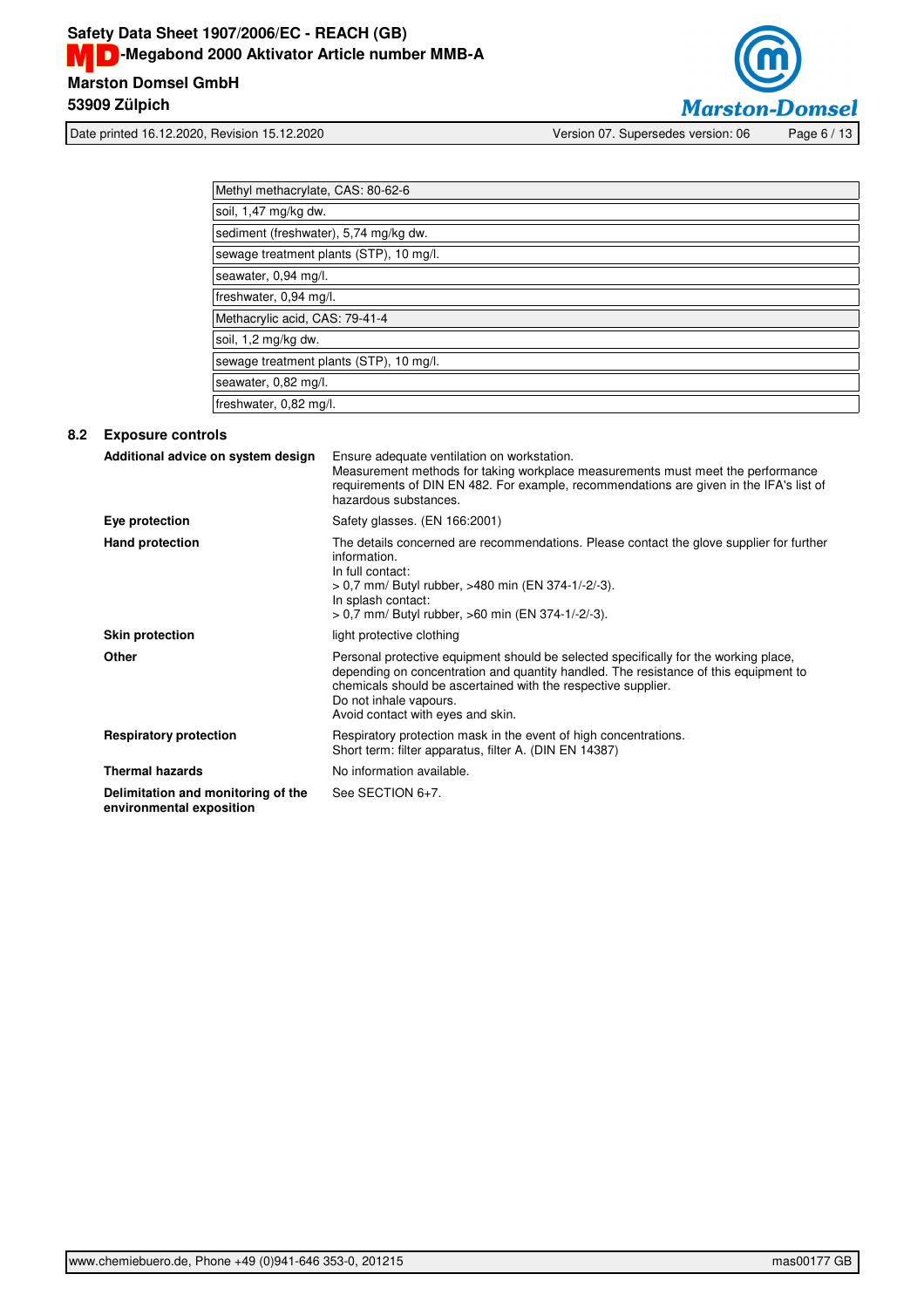| Methyl methacrylate, CAS: 80-62-6 |
|---|
| soil, 1,47 mg/kg dw. |
| sediment (freshwater), 5,74 mg/kg dw. |
| sewage treatment plants (STP), 10 mg/l. |
| seawater, 0,94 mg/l. |
| freshwater, 0,94 mg/l. |
| **Methacrylic acid, CAS: 79-41-4** |
| soil, 1,2 mg/kg dw. |
| sewage treatment plants (STP), 10 mg/l. |
| seawater, 0,82 mg/l. |
| freshwater, 0,82 mg/l. |

## 8.2 Exposure controls

**Additional advice on system design**
Ensure adequate ventilation on workstation.
Measurement methods for taking workplace measurements must meet the performance requirements of DIN EN 482. For example, recommendations are given in the IFA's list of hazardous substances.

**Eye protection**
Safety glasses. (EN 166:2001)

**Hand protection**
The details concerned are recommendations. Please contact the glove supplier for further information.
In full contact:
> 0,7 mm/ Butyl rubber, >480 min (EN 374-1/-2/-3).
In splash contact:
> 0,7 mm/ Butyl rubber, >60 min (EN 374-1/-2/-3).

**Skin protection**
light protective clothing

**Other**
Personal protective equipment should be selected specifically for the working place, depending on concentration and quantity handled. The resistance of this equipment to chemicals should be ascertained with the respective supplier.
Do not inhale vapours.
Avoid contact with eyes and skin.

**Respiratory protection**
Respiratory protection mask in the event of high concentrations.
Short term: filter apparatus, filter A. (DIN EN 14387)

**Thermal hazards**
No information available.

**Delimitation and monitoring of the environmental exposition**
See SECTION 6+7.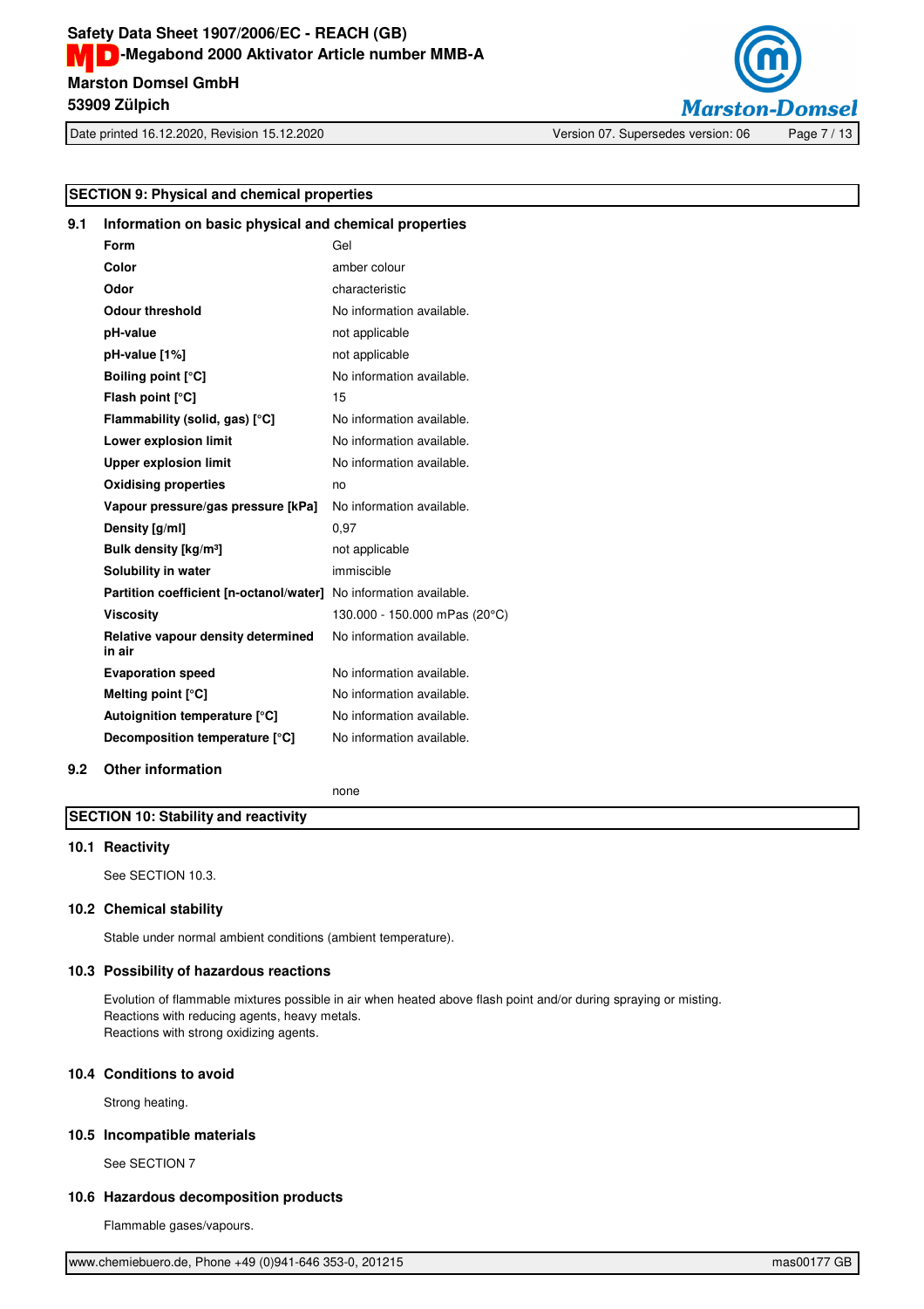## SECTION 9: Physical and chemical properties

### 9.1 Information on basic physical and chemical properties

| Property | Value |
|---|---|
| **Form** | Gel |
| **Color** | amber colour |
| **Odor** | characteristic |
| **Odour threshold** | No information available. |
| **pH-value** | not applicable |
| **pH-value [1%]** | not applicable |
| **Boiling point [°C]** | No information available. |
| **Flash point [°C]** | 15 |
| **Flammability (solid, gas) [°C]** | No information available. |
| **Lower explosion limit** | No information available. |
| **Upper explosion limit** | No information available. |
| **Oxidising properties** | no |
| **Vapour pressure/gas pressure [kPa]** | No information available. |
| **Density [g/ml]** | 0,97 |
| **Bulk density [kg/m³]** | not applicable |
| **Solubility in water** | immiscible |
| **Partition coefficient [n-octanol/water]** | No information available. |
| **Viscosity** | 130.000 - 150.000 mPas (20°C) |
| **Relative vapour density determined in air** | No information available. |
| **Evaporation speed** | No information available. |
| **Melting point [°C]** | No information available. |
| **Autoignition temperature [°C]** | No information available. |
| **Decomposition temperature [°C]** | No information available. |

### 9.2 Other information

none

## SECTION 10: Stability and reactivity

### 10.1 Reactivity

See SECTION 10.3.

### 10.2 Chemical stability

Stable under normal ambient conditions (ambient temperature).

### 10.3 Possibility of hazardous reactions

Evolution of flammable mixtures possible in air when heated above flash point and/or during spraying or misting.
Reactions with reducing agents, heavy metals.
Reactions with strong oxidizing agents.

### 10.4 Conditions to avoid

Strong heating.

### 10.5 Incompatible materials

See SECTION 7

### 10.6 Hazardous decomposition products

Flammable gases/vapours.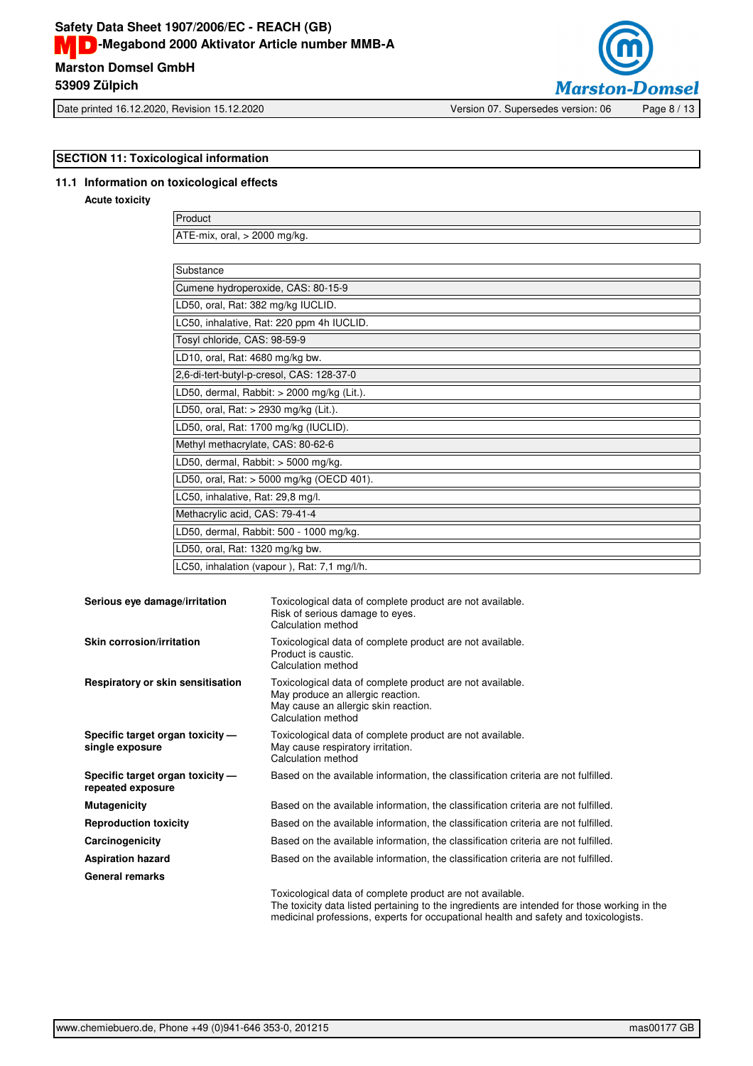## SECTION 11: Toxicological information

### 11.1 Information on toxicological effects

**Acute toxicity**

| Product |
|---|
| ATE-mix, oral, > 2000 mg/kg. |

| Substance |
|---|
| Cumene hydroperoxide, CAS: 80-15-9 |
| LD50, oral, Rat: 382 mg/kg IUCLID. |
| LC50, inhalative, Rat: 220 ppm 4h IUCLID. |
| Tosyl chloride, CAS: 98-59-9 |
| LD10, oral, Rat: 4680 mg/kg bw. |
| 2,6-di-tert-butyl-p-cresol, CAS: 128-37-0 |
| LD50, dermal, Rabbit: > 2000 mg/kg (Lit.). |
| LD50, oral, Rat: > 2930 mg/kg (Lit.). |
| LD50, oral, Rat: 1700 mg/kg (IUCLID). |
| Methyl methacrylate, CAS: 80-62-6 |
| LD50, dermal, Rabbit: > 5000 mg/kg. |
| LD50, oral, Rat: > 5000 mg/kg (OECD 401). |
| LC50, inhalative, Rat: 29,8 mg/l. |
| Methacrylic acid, CAS: 79-41-4 |
| LD50, dermal, Rabbit: 500 - 1000 mg/kg. |
| LD50, oral, Rat: 1320 mg/kg bw. |
| LC50, inhalation (vapour ), Rat: 7,1 mg/l/h. |

**Serious eye damage/irritation**
Toxicological data of complete product are not available.
Risk of serious damage to eyes.
Calculation method

**Skin corrosion/irritation**
Toxicological data of complete product are not available.
Product is caustic.
Calculation method

**Respiratory or skin sensitisation**
Toxicological data of complete product are not available.
May produce an allergic reaction.
May cause an allergic skin reaction.
Calculation method

**Specific target organ toxicity — single exposure**
Toxicological data of complete product are not available.
May cause respiratory irritation.
Calculation method

**Specific target organ toxicity — repeated exposure**
Based on the available information, the classification criteria are not fulfilled.

**Mutagenicity**
Based on the available information, the classification criteria are not fulfilled.

**Reproduction toxicity**
Based on the available information, the classification criteria are not fulfilled.

**Carcinogenicity**
Based on the available information, the classification criteria are not fulfilled.

**Aspiration hazard**
Based on the available information, the classification criteria are not fulfilled.

**General remarks**

Toxicological data of complete product are not available.
The toxicity data listed pertaining to the ingredients are intended for those working in the medicinal professions, experts for occupational health and safety and toxicologists.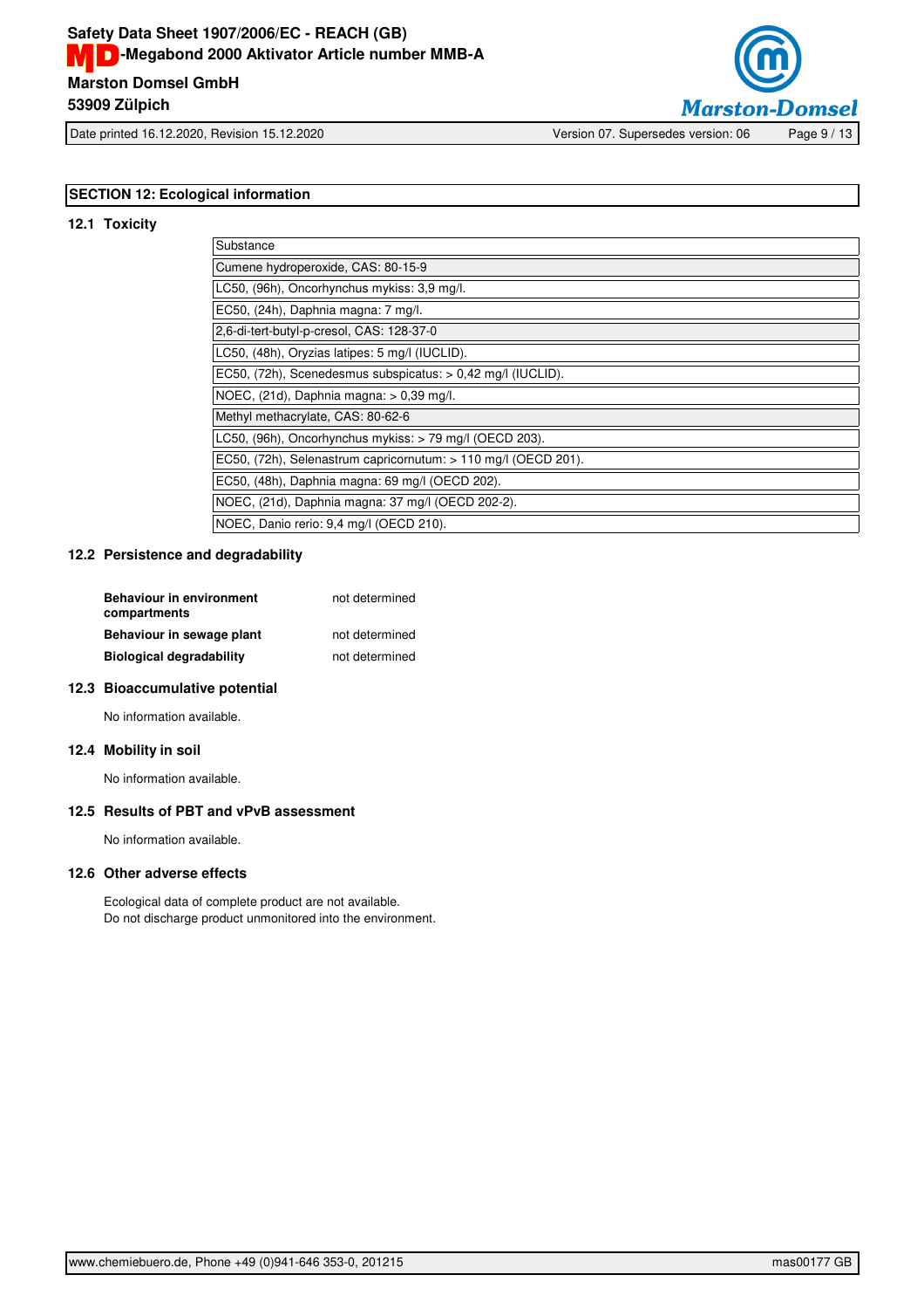## SECTION 12: Ecological information

### 12.1 Toxicity

| Substance |
|---|
| Cumene hydroperoxide, CAS: 80-15-9 |
| LC50, (96h), Oncorhynchus mykiss: 3,9 mg/l. |
| EC50, (24h), Daphnia magna: 7 mg/l. |
| 2,6-di-tert-butyl-p-cresol, CAS: 128-37-0 |
| LC50, (48h), Oryzias latipes: 5 mg/l (IUCLID). |
| EC50, (72h), Scenedesmus subspicatus: > 0,42 mg/l (IUCLID). |
| NOEC, (21d), Daphnia magna: > 0,39 mg/l. |
| Methyl methacrylate, CAS: 80-62-6 |
| LC50, (96h), Oncorhynchus mykiss: > 79 mg/l (OECD 203). |
| EC50, (72h), Selenastrum capricornutum: > 110 mg/l (OECD 201). |
| EC50, (48h), Daphnia magna: 69 mg/l (OECD 202). |
| NOEC, (21d), Daphnia magna: 37 mg/l (OECD 202-2). |
| NOEC, Danio rerio: 9,4 mg/l (OECD 210). |

### 12.2 Persistence and degradability

**Behaviour in environment compartments** not determined

**Behaviour in sewage plant** not determined

**Biological degradability** not determined

### 12.3 Bioaccumulative potential

No information available.

### 12.4 Mobility in soil

No information available.

### 12.5 Results of PBT and vPvB assessment

No information available.

### 12.6 Other adverse effects

Ecological data of complete product are not available.
Do not discharge product unmonitored into the environment.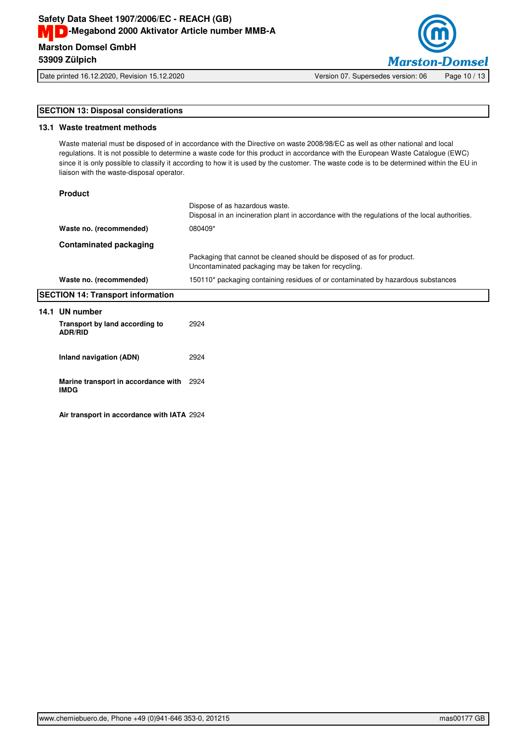## SECTION 13: Disposal considerations

### 13.1 Waste treatment methods

Waste material must be disposed of in accordance with the Directive on waste 2008/98/EC as well as other national and local regulations. It is not possible to determine a waste code for this product in accordance with the European Waste Catalogue (EWC) since it is only possible to classify it according to how it is used by the customer. The waste code is to be determined within the EU in liaison with the waste-disposal operator.

**Product**

| | |
|---|---|
| | Dispose of as hazardous waste.<br>Disposal in an incineration plant in accordance with the regulations of the local authorities. |
| **Waste no. (recommended)** | 080409* |

**Contaminated packaging**

| | |
|---|---|
| | Packaging that cannot be cleaned should be disposed of as for product.<br>Uncontaminated packaging may be taken for recycling. |
| **Waste no. (recommended)** | 150110* packaging containing residues of or contaminated by hazardous substances |

## SECTION 14: Transport information

### 14.1 UN number

| | |
|---|---|
| **Transport by land according to ADR/RID** | 2924 |
| **Inland navigation (ADN)** | 2924 |
| **Marine transport in accordance with IMDG** | 2924 |
| **Air transport in accordance with IATA** | 2924 |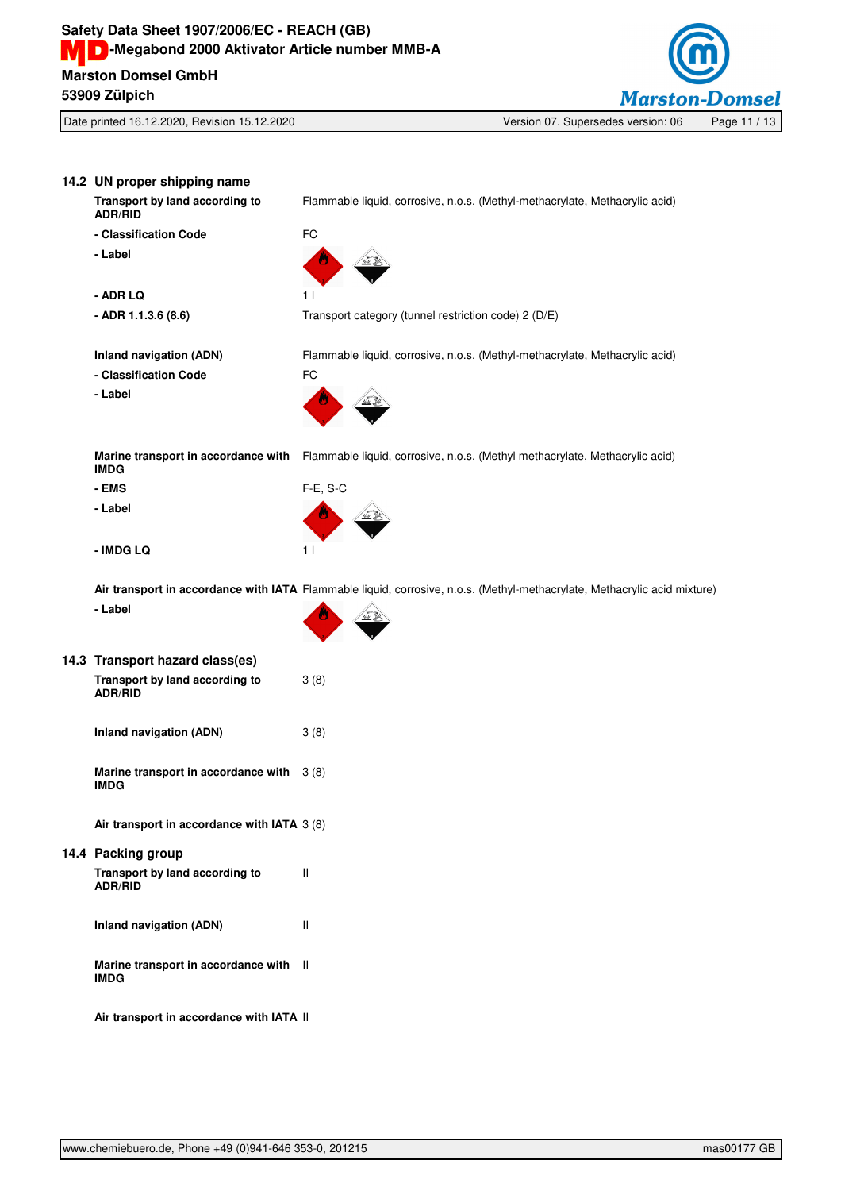## 14.2 UN proper shipping name

| | |
|---|---|
| **Transport by land according to ADR/RID** | Flammable liquid, corrosive, n.o.s. (Methyl-methacrylate, Methacrylic acid) |
| **- Classification Code** | FC |
| **- Label** | |
| **- ADR LQ** | 1 l |
| **- ADR 1.1.3.6 (8.6)** | Transport category (tunnel restriction code) 2 (D/E) |
| **Inland navigation (ADN)** | Flammable liquid, corrosive, n.o.s. (Methyl-methacrylate, Methacrylic acid) |
| **- Classification Code** | FC |
| **- Label** | |
| **Marine transport in accordance with IMDG** | Flammable liquid, corrosive, n.o.s. (Methyl methacrylate, Methacrylic acid) |
| **- EMS** | F-E, S-C |
| **- Label** | |
| **- IMDG LQ** | 1 l |
| **Air transport in accordance with IATA** | Flammable liquid, corrosive, n.o.s. (Methyl-methacrylate, Methacrylic acid mixture) |
| **- Label** | |

## 14.3 Transport hazard class(es)

| | |
|---|---|
| **Transport by land according to ADR/RID** | 3 (8) |
| **Inland navigation (ADN)** | 3 (8) |
| **Marine transport in accordance with IMDG** | 3 (8) |
| **Air transport in accordance with IATA** | 3 (8) |

## 14.4 Packing group

| | |
|---|---|
| **Transport by land according to ADR/RID** | II |
| **Inland navigation (ADN)** | II |
| **Marine transport in accordance with IMDG** | II |
| **Air transport in accordance with IATA** | II |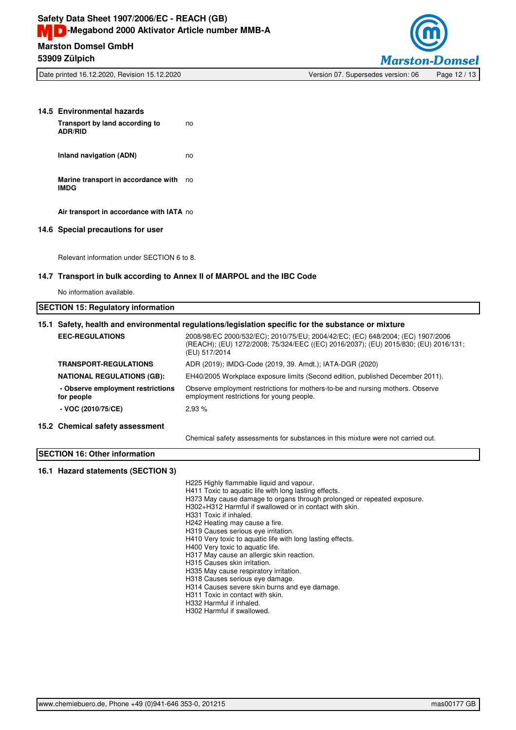### 14.5 Environmental hazards

| | |
|---|---|
| **Transport by land according to ADR/RID** | no |
| **Inland navigation (ADN)** | no |
| **Marine transport in accordance with IMDG** | no |
| **Air transport in accordance with IATA** | no |

### 14.6 Special precautions for user

Relevant information under SECTION 6 to 8.

### 14.7 Transport in bulk according to Annex II of MARPOL and the IBC Code

No information available.

## SECTION 15: Regulatory information

### 15.1 Safety, health and environmental regulations/legislation specific for the substance or mixture

| | |
|---|---|
| **EEC-REGULATIONS** | 2008/98/EC 2000/532/EC); 2010/75/EU; 2004/42/EC; (EC) 648/2004; (EC) 1907/2006 (REACH); (EU) 1272/2008; 75/324/EEC ((EC) 2016/2037); (EU) 2015/830; (EU) 2016/131; (EU) 517/2014 |
| **TRANSPORT-REGULATIONS** | ADR (2019); IMDG-Code (2019, 39. Amdt.); IATA-DGR (2020) |
| **NATIONAL REGULATIONS (GB):** | EH40/2005 Workplace exposure limits (Second edition, published December 2011). |
| **- Observe employment restrictions for people** | Observe employment restrictions for mothers-to-be and nursing mothers. Observe employment restrictions for young people. |
| **- VOC (2010/75/CE)** | 2,93 % |

### 15.2 Chemical safety assessment

Chemical safety assessments for substances in this mixture were not carried out.

## SECTION 16: Other information

### 16.1 Hazard statements (SECTION 3)

H225 Highly flammable liquid and vapour.
H411 Toxic to aquatic life with long lasting effects.
H373 May cause damage to organs through prolonged or repeated exposure.
H302+H312 Harmful if swallowed or in contact with skin.
H331 Toxic if inhaled.
H242 Heating may cause a fire.
H319 Causes serious eye irritation.
H410 Very toxic to aquatic life with long lasting effects.
H400 Very toxic to aquatic life.
H317 May cause an allergic skin reaction.
H315 Causes skin irritation.
H335 May cause respiratory irritation.
H318 Causes serious eye damage.
H314 Causes severe skin burns and eye damage.
H311 Toxic in contact with skin.
H332 Harmful if inhaled.
H302 Harmful if swallowed.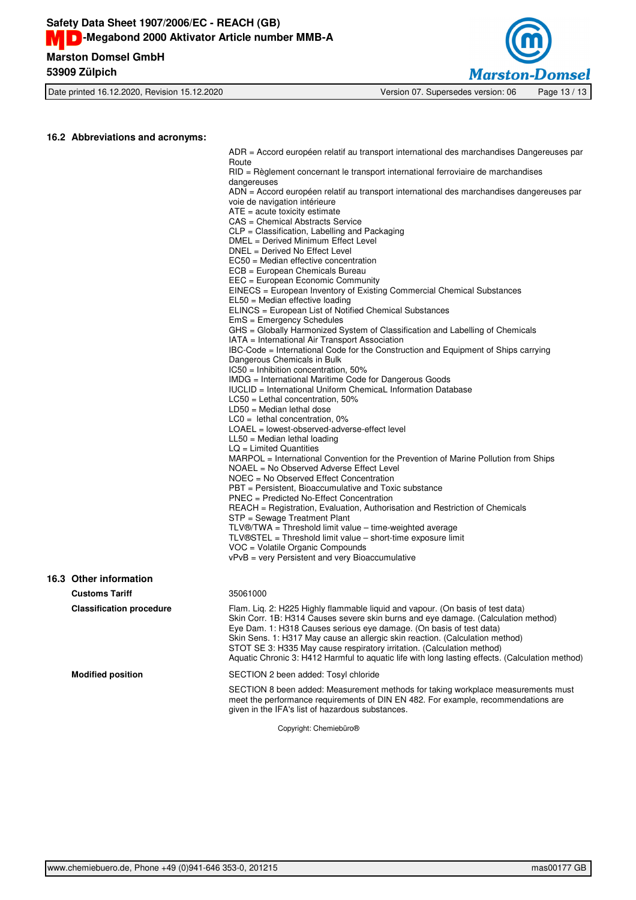## 16.2 Abbreviations and acronyms:

ADR = Accord européen relatif au transport international des marchandises Dangereuses par Route
RID = Règlement concernant le transport international ferroviaire de marchandises dangereuses
ADN = Accord européen relatif au transport international des marchandises dangereuses par voie de navigation intérieure
ATE = acute toxicity estimate
CAS = Chemical Abstracts Service
CLP = Classification, Labelling and Packaging
DMEL = Derived Minimum Effect Level
DNEL = Derived No Effect Level
EC50 = Median effective concentration
ECB = European Chemicals Bureau
EEC = European Economic Community
EINECS = European Inventory of Existing Commercial Chemical Substances
EL50 = Median effective loading
ELINCS = European List of Notified Chemical Substances
EmS = Emergency Schedules
GHS = Globally Harmonized System of Classification and Labelling of Chemicals
IATA = International Air Transport Association
IBC-Code = International Code for the Construction and Equipment of Ships carrying Dangerous Chemicals in Bulk
IC50 = Inhibition concentration, 50%
IMDG = International Maritime Code for Dangerous Goods
IUCLID = International Uniform ChemicaL Information Database
LC50 = Lethal concentration, 50%
LD50 = Median lethal dose
LC0 = lethal concentration, 0%
LOAEL = lowest-observed-adverse-effect level
LL50 = Median lethal loading
LQ = Limited Quantities
MARPOL = International Convention for the Prevention of Marine Pollution from Ships
NOAEL = No Observed Adverse Effect Level
NOEC = No Observed Effect Concentration
PBT = Persistent, Bioaccumulative and Toxic substance
PNEC = Predicted No-Effect Concentration
REACH = Registration, Evaluation, Authorisation and Restriction of Chemicals
STP = Sewage Treatment Plant
TLV®/TWA = Threshold limit value – time-weighted average
TLV®STEL = Threshold limit value – short-time exposure limit
VOC = Volatile Organic Compounds
vPvB = very Persistent and very Bioaccumulative

## 16.3 Other information

**Customs Tariff**

35061000

**Classification procedure**

Flam. Liq. 2: H225 Highly flammable liquid and vapour. (On basis of test data)
Skin Corr. 1B: H314 Causes severe skin burns and eye damage. (Calculation method)
Eye Dam. 1: H318 Causes serious eye damage. (On basis of test data)
Skin Sens. 1: H317 May cause an allergic skin reaction. (Calculation method)
STOT SE 3: H335 May cause respiratory irritation. (Calculation method)
Aquatic Chronic 3: H412 Harmful to aquatic life with long lasting effects. (Calculation method)

**Modified position**

SECTION 2 been added: Tosyl chloride

SECTION 8 been added: Measurement methods for taking workplace measurements must meet the performance requirements of DIN EN 482. For example, recommendations are given in the IFA's list of hazardous substances.

Copyright: Chemiebüro®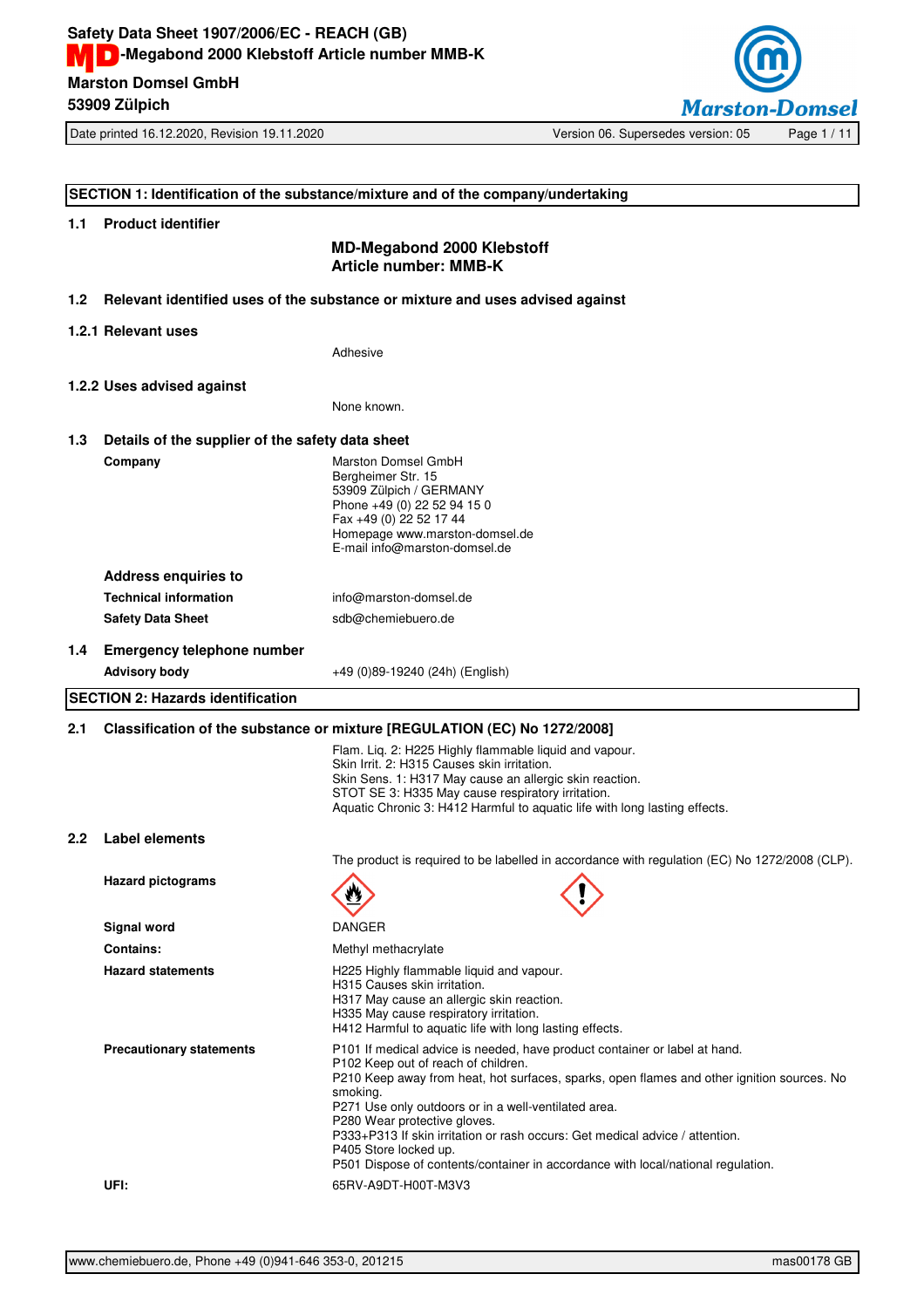## SECTION 1: Identification of the substance/mixture and of the company/undertaking

### 1.1 Product identifier

**MD-Megabond 2000 Klebstoff**
**Article number: MMB-K**

### 1.2 Relevant identified uses of the substance or mixture and uses advised against

#### 1.2.1 Relevant uses

Adhesive

#### 1.2.2 Uses advised against

None known.

### 1.3 Details of the supplier of the safety data sheet

**Company**

Marston Domsel GmbH
Bergheimer Str. 15
53909 Zülpich / GERMANY
Phone +49 (0) 22 52 94 15 0
Fax +49 (0) 22 52 17 44
Homepage www.marston-domsel.de
E-mail info@marston-domsel.de

**Address enquiries to**

**Technical information** info@marston-domsel.de

**Safety Data Sheet** sdb@chemiebuero.de

### 1.4 Emergency telephone number

**Advisory body** +49 (0)89-19240 (24h) (English)

## SECTION 2: Hazards identification

### 2.1 Classification of the substance or mixture [REGULATION (EC) No 1272/2008]

Flam. Liq. 2: H225 Highly flammable liquid and vapour.
Skin Irrit. 2: H315 Causes skin irritation.
Skin Sens. 1: H317 May cause an allergic skin reaction.
STOT SE 3: H335 May cause respiratory irritation.
Aquatic Chronic 3: H412 Harmful to aquatic life with long lasting effects.

### 2.2 Label elements

The product is required to be labelled in accordance with regulation (EC) No 1272/2008 (CLP).

**Hazard pictograms**

**Signal word** DANGER

**Contains:** Methyl methacrylate

**Hazard statements**

H225 Highly flammable liquid and vapour.
H315 Causes skin irritation.
H317 May cause an allergic skin reaction.
H335 May cause respiratory irritation.
H412 Harmful to aquatic life with long lasting effects.

**Precautionary statements**

P101 If medical advice is needed, have product container or label at hand.
P102 Keep out of reach of children.
P210 Keep away from heat, hot surfaces, sparks, open flames and other ignition sources. No smoking.
P271 Use only outdoors or in a well-ventilated area.
P280 Wear protective gloves.
P333+P313 If skin irritation or rash occurs: Get medical advice / attention.
P405 Store locked up.
P501 Dispose of contents/container in accordance with local/national regulation.

**UFI:** 65RV-A9DT-H00T-M3V3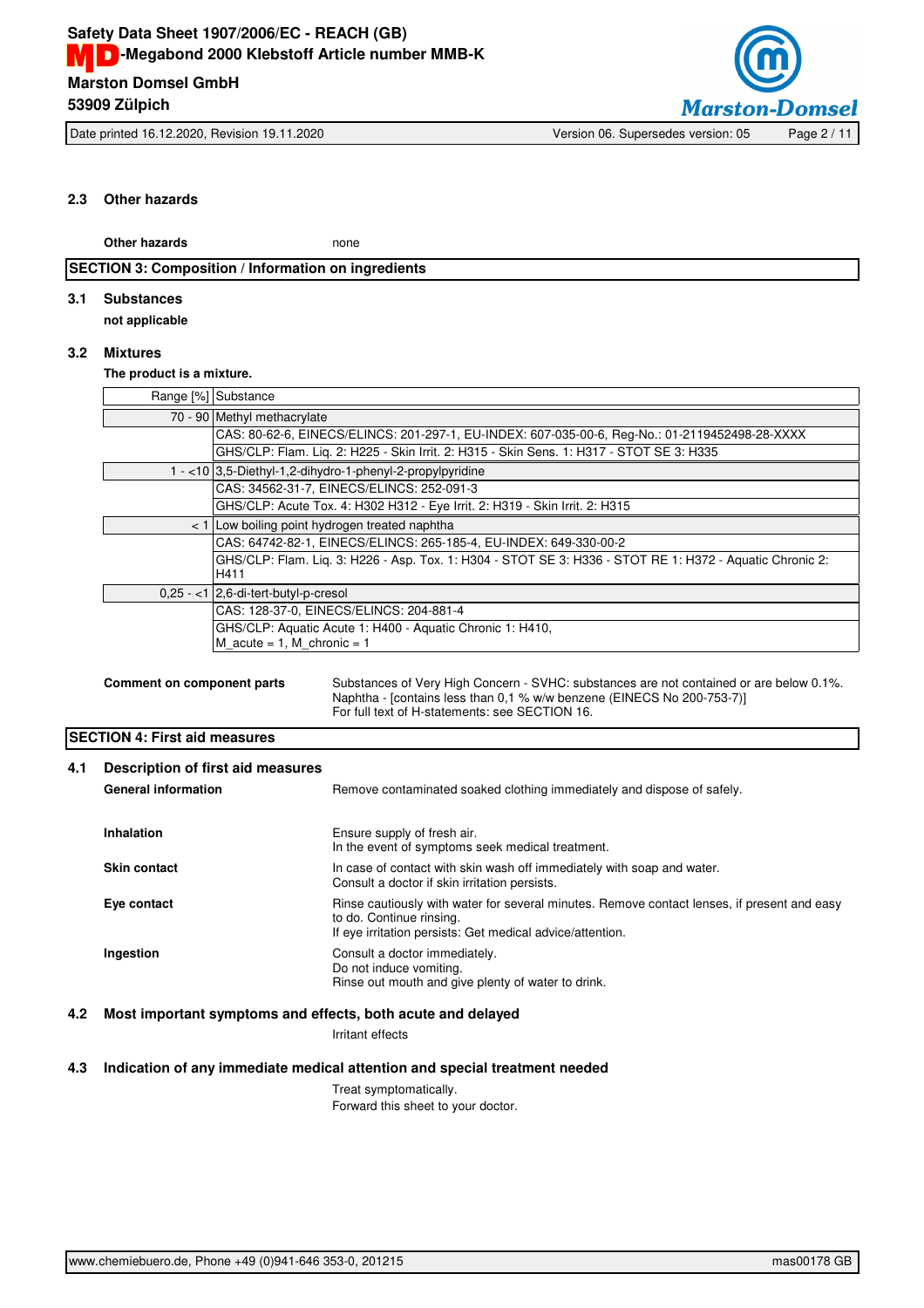### 2.3 Other hazards

**Other hazards** none

## SECTION 3: Composition / Information on ingredients

### 3.1 Substances

**not applicable**

### 3.2 Mixtures

**The product is a mixture.**

| Range [%] | Substance |
|---|---|
| 70 - 90 | Methyl methacrylate |
| | CAS: 80-62-6, EINECS/ELINCS: 201-297-1, EU-INDEX: 607-035-00-6, Reg-No.: 01-2119452498-28-XXXX |
| | GHS/CLP: Flam. Liq. 2: H225 - Skin Irrit. 2: H315 - Skin Sens. 1: H317 - STOT SE 3: H335 |
| 1 - <10 | 3,5-Diethyl-1,2-dihydro-1-phenyl-2-propylpyridine |
| | CAS: 34562-31-7, EINECS/ELINCS: 252-091-3 |
| | GHS/CLP: Acute Tox. 4: H302 H312 - Eye Irrit. 2: H319 - Skin Irrit. 2: H315 |
| < 1 | Low boiling point hydrogen treated naphtha |
| | CAS: 64742-82-1, EINECS/ELINCS: 265-185-4, EU-INDEX: 649-330-00-2 |
| | GHS/CLP: Flam. Liq. 3: H226 - Asp. Tox. 1: H304 - STOT SE 3: H336 - STOT RE 1: H372 - Aquatic Chronic 2: H411 |
| 0,25 - <1 | 2,6-di-tert-butyl-p-cresol |
| | CAS: 128-37-0, EINECS/ELINCS: 204-881-4 |
| | GHS/CLP: Aquatic Acute 1: H400 - Aquatic Chronic 1: H410, M_acute = 1, M_chronic = 1 |

**Comment on component parts** Substances of Very High Concern - SVHC: substances are not contained or are below 0.1%.
Naphtha - [contains less than 0,1 % w/w benzene (EINECS No 200-753-7)]
For full text of H-statements: see SECTION 16.

## SECTION 4: First aid measures

### 4.1 Description of first aid measures

**General information** Remove contaminated soaked clothing immediately and dispose of safely.

**Inhalation** Ensure supply of fresh air.
In the event of symptoms seek medical treatment.

**Skin contact** In case of contact with skin wash off immediately with soap and water.
Consult a doctor if skin irritation persists.

**Eye contact** Rinse cautiously with water for several minutes. Remove contact lenses, if present and easy to do. Continue rinsing.
If eye irritation persists: Get medical advice/attention.

**Ingestion** Consult a doctor immediately.
Do not induce vomiting.
Rinse out mouth and give plenty of water to drink.

### 4.2 Most important symptoms and effects, both acute and delayed

Irritant effects

### 4.3 Indication of any immediate medical attention and special treatment needed

Treat symptomatically.
Forward this sheet to your doctor.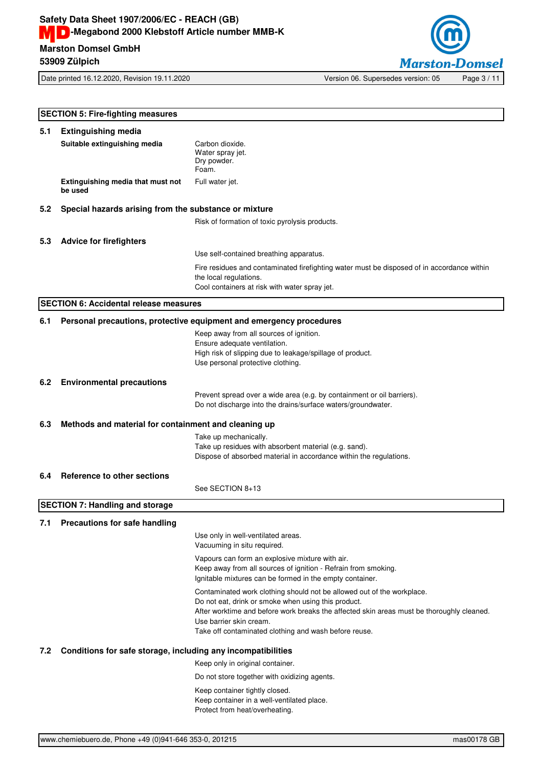## SECTION 5: Fire-fighting measures

### 5.1 Extinguishing media

**Suitable extinguishing media**

Carbon dioxide.
Water spray jet.
Dry powder.
Foam.

**Extinguishing media that must not be used**

Full water jet.

### 5.2 Special hazards arising from the substance or mixture

Risk of formation of toxic pyrolysis products.

### 5.3 Advice for firefighters

Use self-contained breathing apparatus.

Fire residues and contaminated firefighting water must be disposed of in accordance within the local regulations.
Cool containers at risk with water spray jet.

## SECTION 6: Accidental release measures

### 6.1 Personal precautions, protective equipment and emergency procedures

Keep away from all sources of ignition.
Ensure adequate ventilation.
High risk of slipping due to leakage/spillage of product.
Use personal protective clothing.

### 6.2 Environmental precautions

Prevent spread over a wide area (e.g. by containment or oil barriers).
Do not discharge into the drains/surface waters/groundwater.

### 6.3 Methods and material for containment and cleaning up

Take up mechanically.
Take up residues with absorbent material (e.g. sand).
Dispose of absorbed material in accordance within the regulations.

### 6.4 Reference to other sections

See SECTION 8+13

## SECTION 7: Handling and storage

### 7.1 Precautions for safe handling

Use only in well-ventilated areas.
Vacuuming in situ required.

Vapours can form an explosive mixture with air.
Keep away from all sources of ignition - Refrain from smoking.
Ignitable mixtures can be formed in the empty container.

Contaminated work clothing should not be allowed out of the workplace.
Do not eat, drink or smoke when using this product.
After worktime and before work breaks the affected skin areas must be thoroughly cleaned.
Use barrier skin cream.
Take off contaminated clothing and wash before reuse.

### 7.2 Conditions for safe storage, including any incompatibilities

Keep only in original container.

Do not store together with oxidizing agents.

Keep container tightly closed.
Keep container in a well-ventilated place.
Protect from heat/overheating.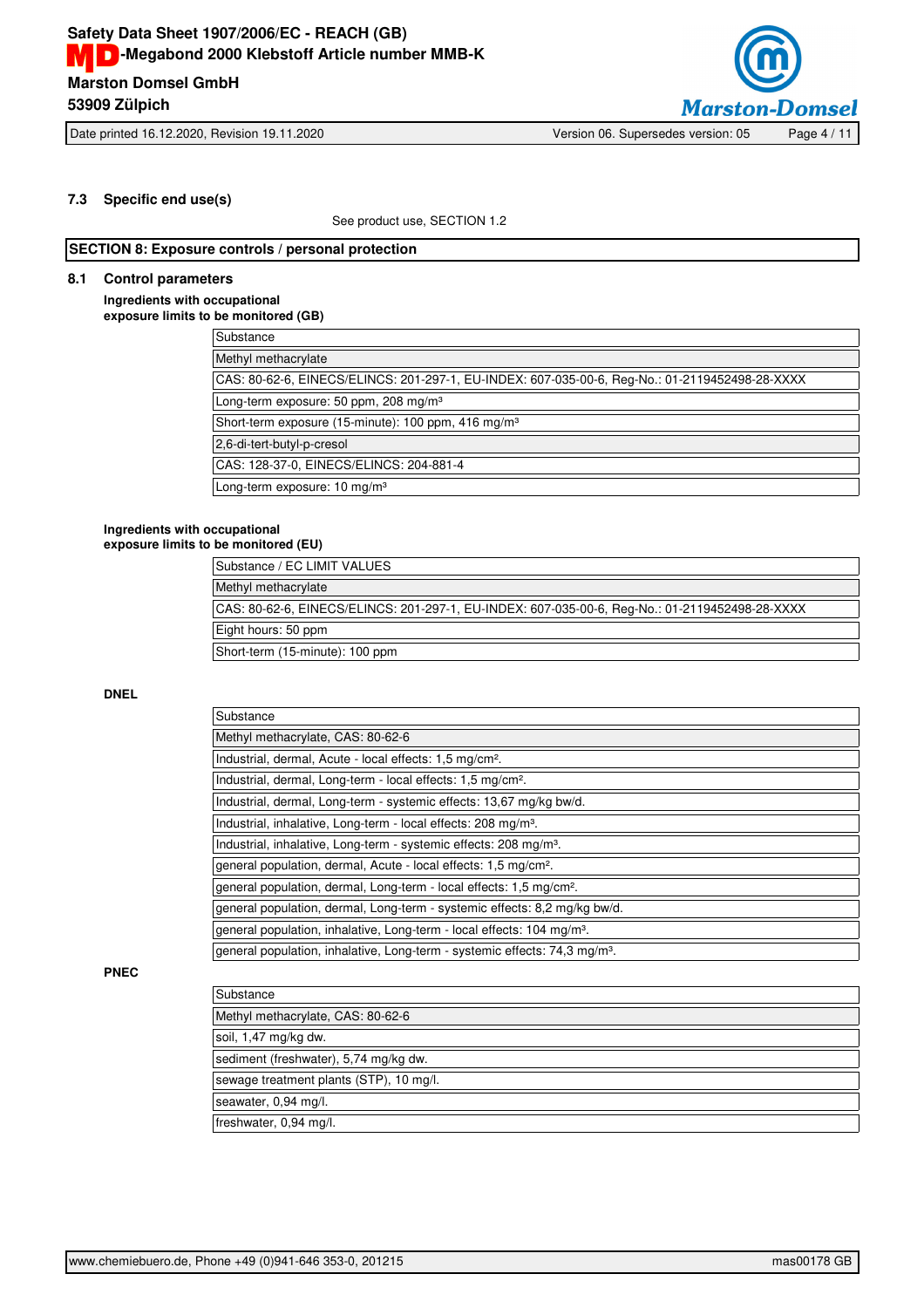### 7.3 Specific end use(s)

See product use, SECTION 1.2

## SECTION 8: Exposure controls / personal protection

### 8.1 Control parameters

**Ingredients with occupational exposure limits to be monitored (GB)**

| Substance |
|---|
| Methyl methacrylate |
| CAS: 80-62-6, EINECS/ELINCS: 201-297-1, EU-INDEX: 607-035-00-6, Reg-No.: 01-2119452498-28-XXXX |
| Long-term exposure: 50 ppm, 208 mg/m³ |
| Short-term exposure (15-minute): 100 ppm, 416 mg/m³ |
| 2,6-di-tert-butyl-p-cresol |
| CAS: 128-37-0, EINECS/ELINCS: 204-881-4 |
| Long-term exposure: 10 mg/m³ |

**Ingredients with occupational exposure limits to be monitored (EU)**

| Substance / EC LIMIT VALUES |
|---|
| Methyl methacrylate |
| CAS: 80-62-6, EINECS/ELINCS: 201-297-1, EU-INDEX: 607-035-00-6, Reg-No.: 01-2119452498-28-XXXX |
| Eight hours: 50 ppm |
| Short-term (15-minute): 100 ppm |

**DNEL**

| Substance |
|---|
| Methyl methacrylate, CAS: 80-62-6 |
| Industrial, dermal, Acute - local effects: 1,5 mg/cm². |
| Industrial, dermal, Long-term - local effects: 1,5 mg/cm². |
| Industrial, dermal, Long-term - systemic effects: 13,67 mg/kg bw/d. |
| Industrial, inhalative, Long-term - local effects: 208 mg/m³. |
| Industrial, inhalative, Long-term - systemic effects: 208 mg/m³. |
| general population, dermal, Acute - local effects: 1,5 mg/cm². |
| general population, dermal, Long-term - local effects: 1,5 mg/cm². |
| general population, dermal, Long-term - systemic effects: 8,2 mg/kg bw/d. |
| general population, inhalative, Long-term - local effects: 104 mg/m³. |
| general population, inhalative, Long-term - systemic effects: 74,3 mg/m³. |

**PNEC**

| Substance |
|---|
| Methyl methacrylate, CAS: 80-62-6 |
| soil, 1,47 mg/kg dw. |
| sediment (freshwater), 5,74 mg/kg dw. |
| sewage treatment plants (STP), 10 mg/l. |
| seawater, 0,94 mg/l. |
| freshwater, 0,94 mg/l. |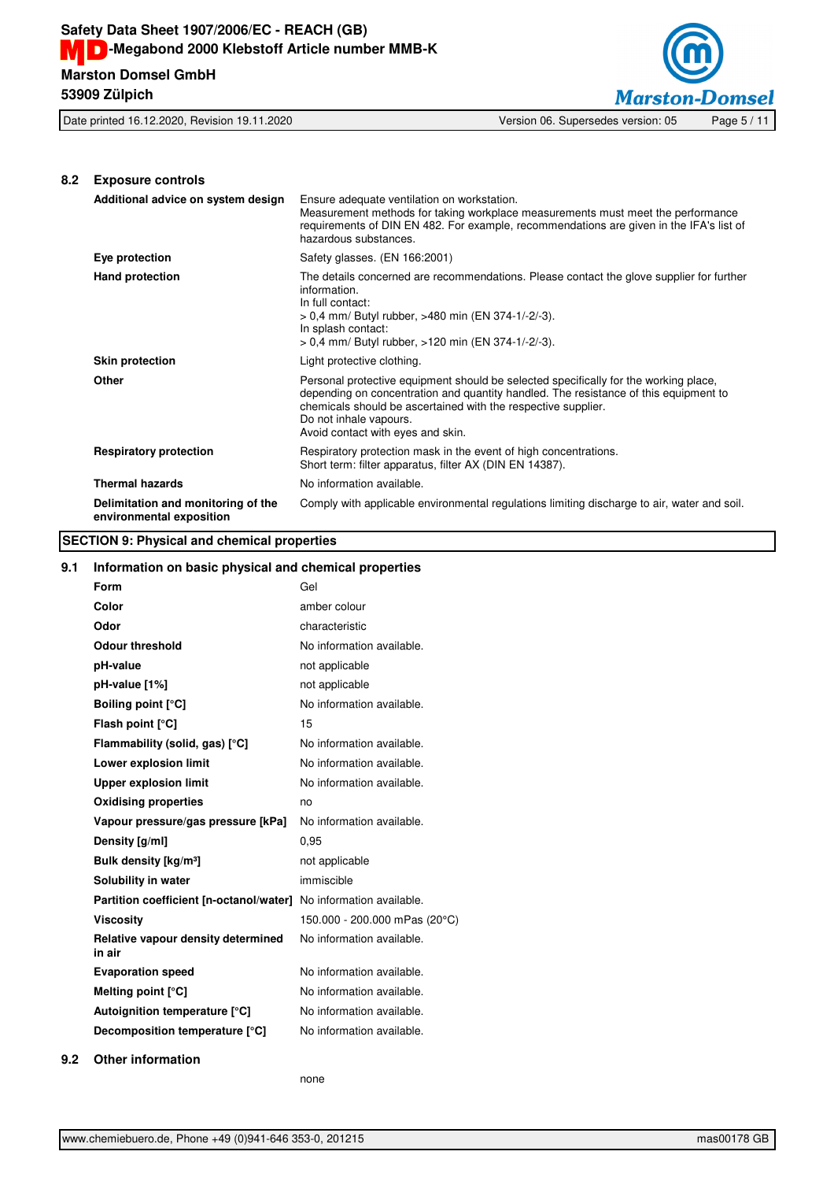### 8.2 Exposure controls

| | |
|---|---|
| **Additional advice on system design** | Ensure adequate ventilation on workstation.<br>Measurement methods for taking workplace measurements must meet the performance requirements of DIN EN 482. For example, recommendations are given in the IFA's list of hazardous substances. |
| **Eye protection** | Safety glasses. (EN 166:2001) |
| **Hand protection** | The details concerned are recommendations. Please contact the glove supplier for further information.<br>In full contact:<br>> 0,4 mm/ Butyl rubber, >480 min (EN 374-1/-2/-3).<br>In splash contact:<br>> 0,4 mm/ Butyl rubber, >120 min (EN 374-1/-2/-3). |
| **Skin protection** | Light protective clothing. |
| **Other** | Personal protective equipment should be selected specifically for the working place, depending on concentration and quantity handled. The resistance of this equipment to chemicals should be ascertained with the respective supplier.<br>Do not inhale vapours.<br>Avoid contact with eyes and skin. |
| **Respiratory protection** | Respiratory protection mask in the event of high concentrations.<br>Short term: filter apparatus, filter AX (DIN EN 14387). |
| **Thermal hazards** | No information available. |
| **Delimitation and monitoring of the environmental exposition** | Comply with applicable environmental regulations limiting discharge to air, water and soil. |

## SECTION 9: Physical and chemical properties

### 9.1 Information on basic physical and chemical properties

| | |
|---|---|
| **Form** | Gel |
| **Color** | amber colour |
| **Odor** | characteristic |
| **Odour threshold** | No information available. |
| **pH-value** | not applicable |
| **pH-value [1%]** | not applicable |
| **Boiling point [°C]** | No information available. |
| **Flash point [°C]** | 15 |
| **Flammability (solid, gas) [°C]** | No information available. |
| **Lower explosion limit** | No information available. |
| **Upper explosion limit** | No information available. |
| **Oxidising properties** | no |
| **Vapour pressure/gas pressure [kPa]** | No information available. |
| **Density [g/ml]** | 0,95 |
| **Bulk density [kg/m³]** | not applicable |
| **Solubility in water** | immiscible |
| **Partition coefficient [n-octanol/water]** | No information available. |
| **Viscosity** | 150.000 - 200.000 mPas (20°C) |
| **Relative vapour density determined in air** | No information available. |
| **Evaporation speed** | No information available. |
| **Melting point [°C]** | No information available. |
| **Autoignition temperature [°C]** | No information available. |
| **Decomposition temperature [°C]** | No information available. |

### 9.2 Other information

none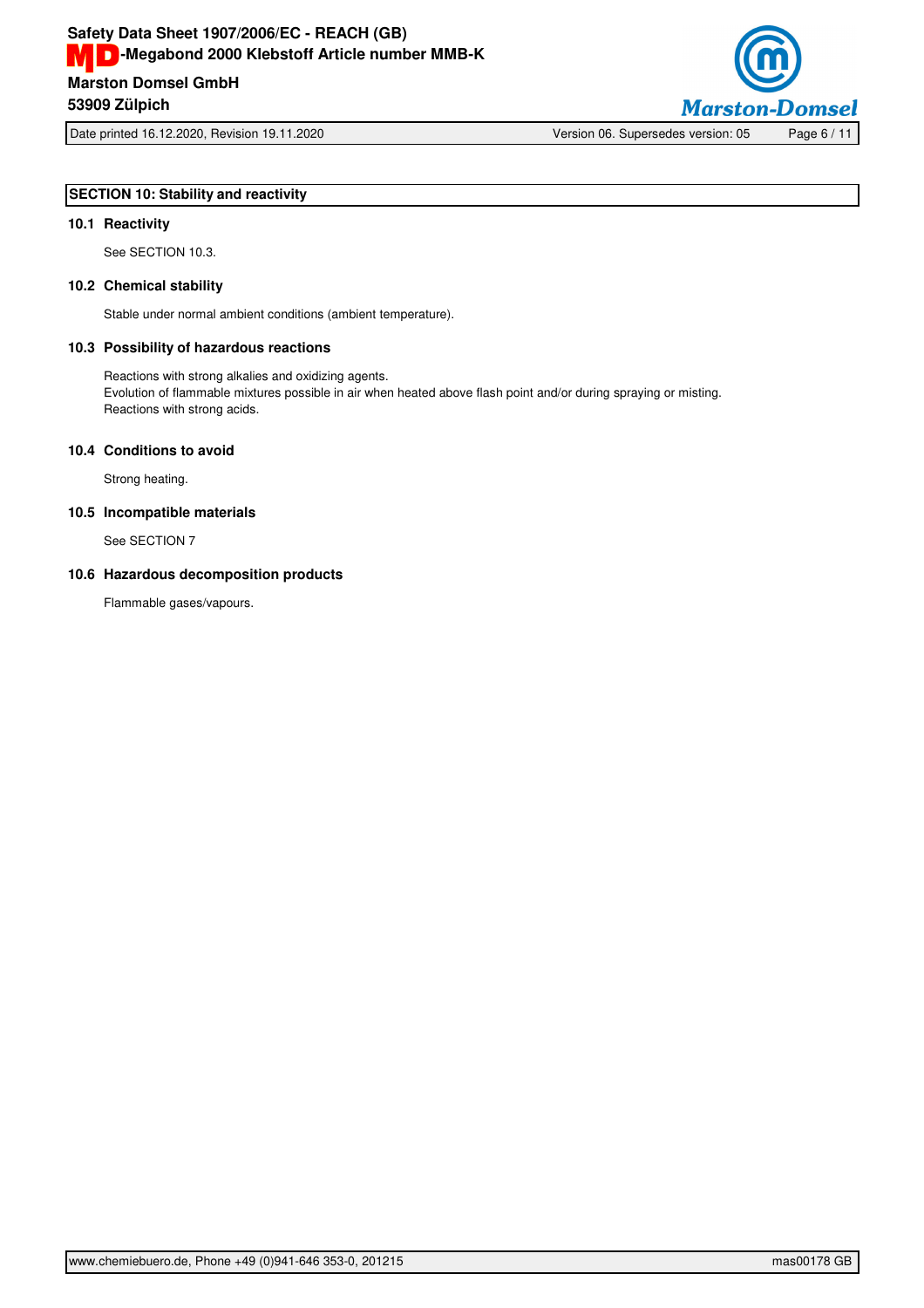## SECTION 10: Stability and reactivity

### 10.1 Reactivity

See SECTION 10.3.

### 10.2 Chemical stability

Stable under normal ambient conditions (ambient temperature).

### 10.3 Possibility of hazardous reactions

Reactions with strong alkalies and oxidizing agents.
Evolution of flammable mixtures possible in air when heated above flash point and/or during spraying or misting.
Reactions with strong acids.

### 10.4 Conditions to avoid

Strong heating.

### 10.5 Incompatible materials

See SECTION 7

### 10.6 Hazardous decomposition products

Flammable gases/vapours.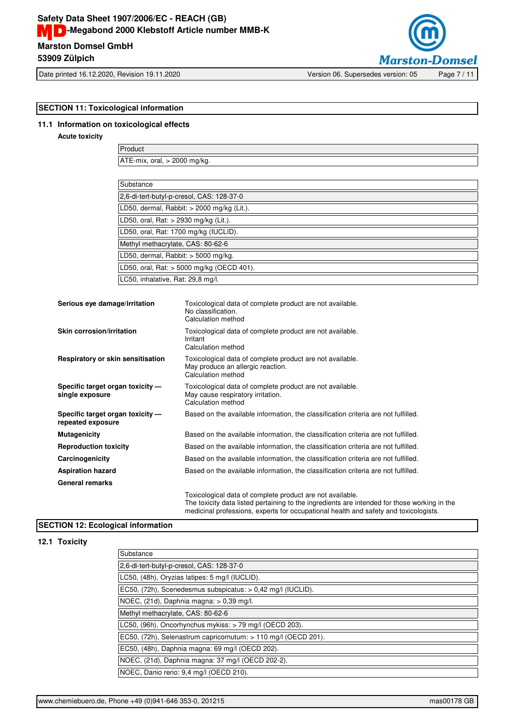## SECTION 11: Toxicological information

### 11.1 Information on toxicological effects

**Acute toxicity**

| Product |
|---|
| ATE-mix, oral, > 2000 mg/kg. |

| Substance |
|---|
| 2,6-di-tert-butyl-p-cresol, CAS: 128-37-0 |
| LD50, dermal, Rabbit: > 2000 mg/kg (Lit.). |
| LD50, oral, Rat: > 2930 mg/kg (Lit.). |
| LD50, oral, Rat: 1700 mg/kg (IUCLID). |
| Methyl methacrylate, CAS: 80-62-6 |
| LD50, dermal, Rabbit: > 5000 mg/kg. |
| LD50, oral, Rat: > 5000 mg/kg (OECD 401). |
| LC50, inhalative, Rat: 29,8 mg/l. |

**Serious eye damage/irritation**
Toxicological data of complete product are not available.
No classification.
Calculation method

**Skin corrosion/irritation**
Toxicological data of complete product are not available.
Irritant
Calculation method

**Respiratory or skin sensitisation**
Toxicological data of complete product are not available.
May produce an allergic reaction.
Calculation method

**Specific target organ toxicity — single exposure**
Toxicological data of complete product are not available.
May cause respiratory irritation.
Calculation method

**Specific target organ toxicity — repeated exposure**
Based on the available information, the classification criteria are not fulfilled.

**Mutagenicity**
Based on the available information, the classification criteria are not fulfilled.

**Reproduction toxicity**
Based on the available information, the classification criteria are not fulfilled.

**Carcinogenicity**
Based on the available information, the classification criteria are not fulfilled.

**Aspiration hazard**
Based on the available information, the classification criteria are not fulfilled.

**General remarks**

Toxicological data of complete product are not available.
The toxicity data listed pertaining to the ingredients are intended for those working in the medicinal professions, experts for occupational health and safety and toxicologists.

## SECTION 12: Ecological information

### 12.1 Toxicity

| Substance |
|---|
| 2,6-di-tert-butyl-p-cresol, CAS: 128-37-0 |
| LC50, (48h), Oryzias latipes: 5 mg/l (IUCLID). |
| EC50, (72h), Scenedesmus subspicatus: > 0,42 mg/l (IUCLID). |
| NOEC, (21d), Daphnia magna: > 0,39 mg/l. |
| Methyl methacrylate, CAS: 80-62-6 |
| LC50, (96h), Oncorhynchus mykiss: > 79 mg/l (OECD 203). |
| EC50, (72h), Selenastrum capricornutum: > 110 mg/l (OECD 201). |
| EC50, (48h), Daphnia magna: 69 mg/l (OECD 202). |
| NOEC, (21d), Daphnia magna: 37 mg/l (OECD 202-2). |
| NOEC, Danio rerio: 9,4 mg/l (OECD 210). |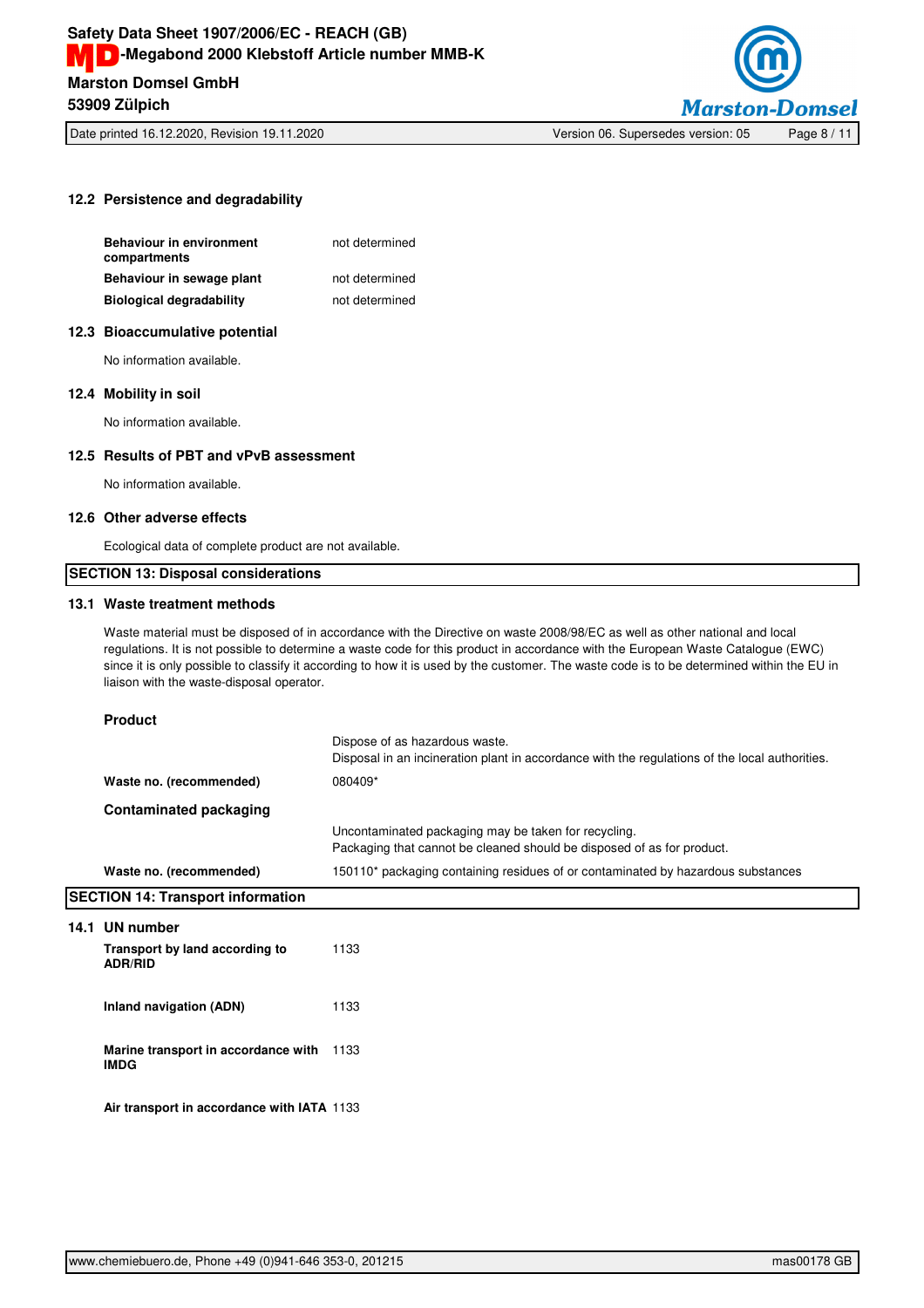### 12.2 Persistence and degradability

| | |
|---|---|
| **Behaviour in environment compartments** | not determined |
| **Behaviour in sewage plant** | not determined |
| **Biological degradability** | not determined |

### 12.3 Bioaccumulative potential

No information available.

### 12.4 Mobility in soil

No information available.

### 12.5 Results of PBT and vPvB assessment

No information available.

### 12.6 Other adverse effects

Ecological data of complete product are not available.

## SECTION 13: Disposal considerations

### 13.1 Waste treatment methods

Waste material must be disposed of in accordance with the Directive on waste 2008/98/EC as well as other national and local regulations. It is not possible to determine a waste code for this product in accordance with the European Waste Catalogue (EWC) since it is only possible to classify it according to how it is used by the customer. The waste code is to be determined within the EU in liaison with the waste-disposal operator.

**Product**

Dispose of as hazardous waste.
Disposal in an incineration plant in accordance with the regulations of the local authorities.

| | |
|---|---|
| **Waste no. (recommended)** | 080409* |

**Contaminated packaging**

Uncontaminated packaging may be taken for recycling.
Packaging that cannot be cleaned should be disposed of as for product.

| | |
|---|---|
| **Waste no. (recommended)** | 150110* packaging containing residues of or contaminated by hazardous substances |

## SECTION 14: Transport information

### 14.1 UN number

| | |
|---|---|
| **Transport by land according to ADR/RID** | 1133 |
| **Inland navigation (ADN)** | 1133 |
| **Marine transport in accordance with IMDG** | 1133 |
| **Air transport in accordance with IATA** | 1133 |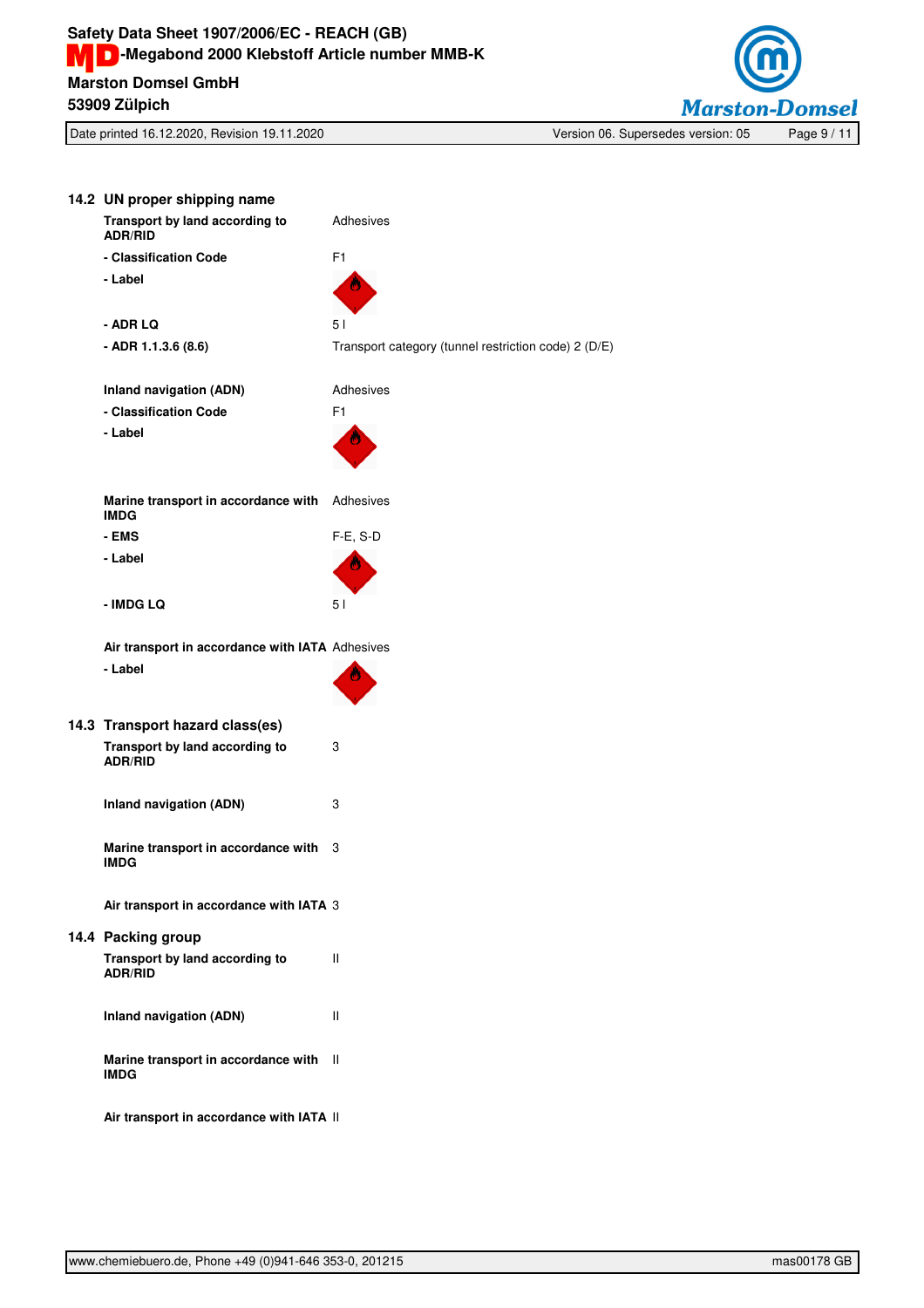## 14.2 UN proper shipping name

| | |
|---|---|
| **Transport by land according to ADR/RID** | Adhesives |
| **- Classification Code** | F1 |
| **- Label** | |
| **- ADR LQ** | 5 l |
| **- ADR 1.1.3.6 (8.6)** | Transport category (tunnel restriction code) 2 (D/E) |
| | |
| **Inland navigation (ADN)** | Adhesives |
| **- Classification Code** | F1 |
| **- Label** | |
| | |
| **Marine transport in accordance with IMDG** | Adhesives |
| **- EMS** | F-E, S-D |
| **- Label** | |
| **- IMDG LQ** | 5 l |
| | |
| **Air transport in accordance with IATA** | Adhesives |
| **- Label** | |

## 14.3 Transport hazard class(es)

| | |
|---|---|
| **Transport by land according to ADR/RID** | 3 |
| **Inland navigation (ADN)** | 3 |
| **Marine transport in accordance with IMDG** | 3 |
| **Air transport in accordance with IATA** | 3 |

## 14.4 Packing group

| | |
|---|---|
| **Transport by land according to ADR/RID** | II |
| **Inland navigation (ADN)** | II |
| **Marine transport in accordance with IMDG** | II |
| **Air transport in accordance with IATA** | II |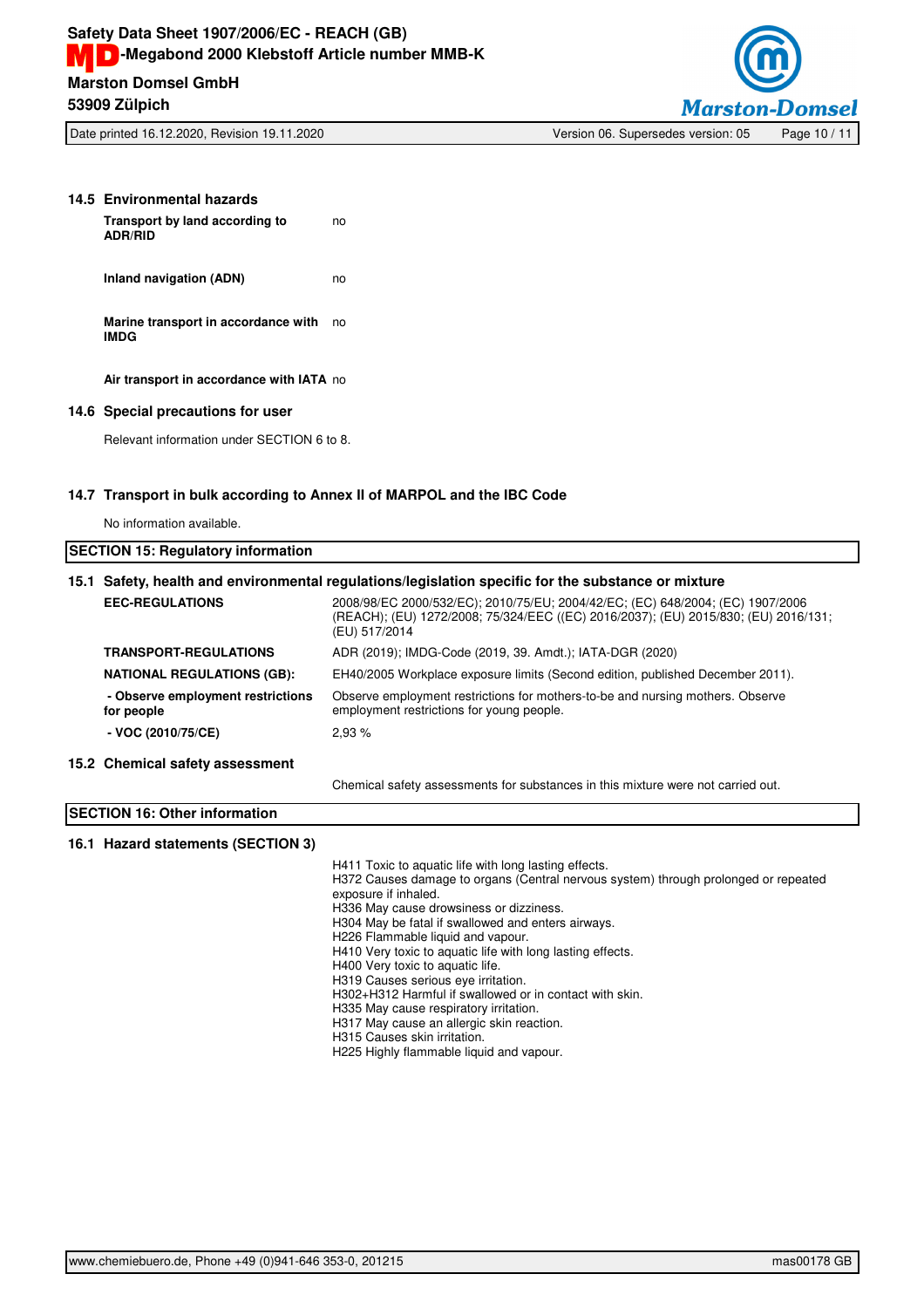### 14.5 Environmental hazards

| | |
|---|---|
| **Transport by land according to ADR/RID** | no |
| **Inland navigation (ADN)** | no |
| **Marine transport in accordance with IMDG** | no |
| **Air transport in accordance with IATA** | no |

### 14.6 Special precautions for user

Relevant information under SECTION 6 to 8.

### 14.7 Transport in bulk according to Annex II of MARPOL and the IBC Code

No information available.

## SECTION 15: Regulatory information

### 15.1 Safety, health and environmental regulations/legislation specific for the substance or mixture

| | |
|---|---|
| **EEC-REGULATIONS** | 2008/98/EC 2000/532/EC); 2010/75/EU; 2004/42/EC; (EC) 648/2004; (EC) 1907/2006 (REACH); (EU) 1272/2008; 75/324/EEC ((EC) 2016/2037); (EU) 2015/830; (EU) 2016/131; (EU) 517/2014 |
| **TRANSPORT-REGULATIONS** | ADR (2019); IMDG-Code (2019, 39. Amdt.); IATA-DGR (2020) |
| **NATIONAL REGULATIONS (GB):** | EH40/2005 Workplace exposure limits (Second edition, published December 2011). |
| **- Observe employment restrictions for people** | Observe employment restrictions for mothers-to-be and nursing mothers. Observe employment restrictions for young people. |
| **- VOC (2010/75/CE)** | 2,93 % |

### 15.2 Chemical safety assessment

Chemical safety assessments for substances in this mixture were not carried out.

## SECTION 16: Other information

### 16.1 Hazard statements (SECTION 3)

H411 Toxic to aquatic life with long lasting effects.
H372 Causes damage to organs (Central nervous system) through prolonged or repeated exposure if inhaled.
H336 May cause drowsiness or dizziness.
H304 May be fatal if swallowed and enters airways.
H226 Flammable liquid and vapour.
H410 Very toxic to aquatic life with long lasting effects.
H400 Very toxic to aquatic life.
H319 Causes serious eye irritation.
H302+H312 Harmful if swallowed or in contact with skin.
H335 May cause respiratory irritation.
H317 May cause an allergic skin reaction.
H315 Causes skin irritation.
H225 Highly flammable liquid and vapour.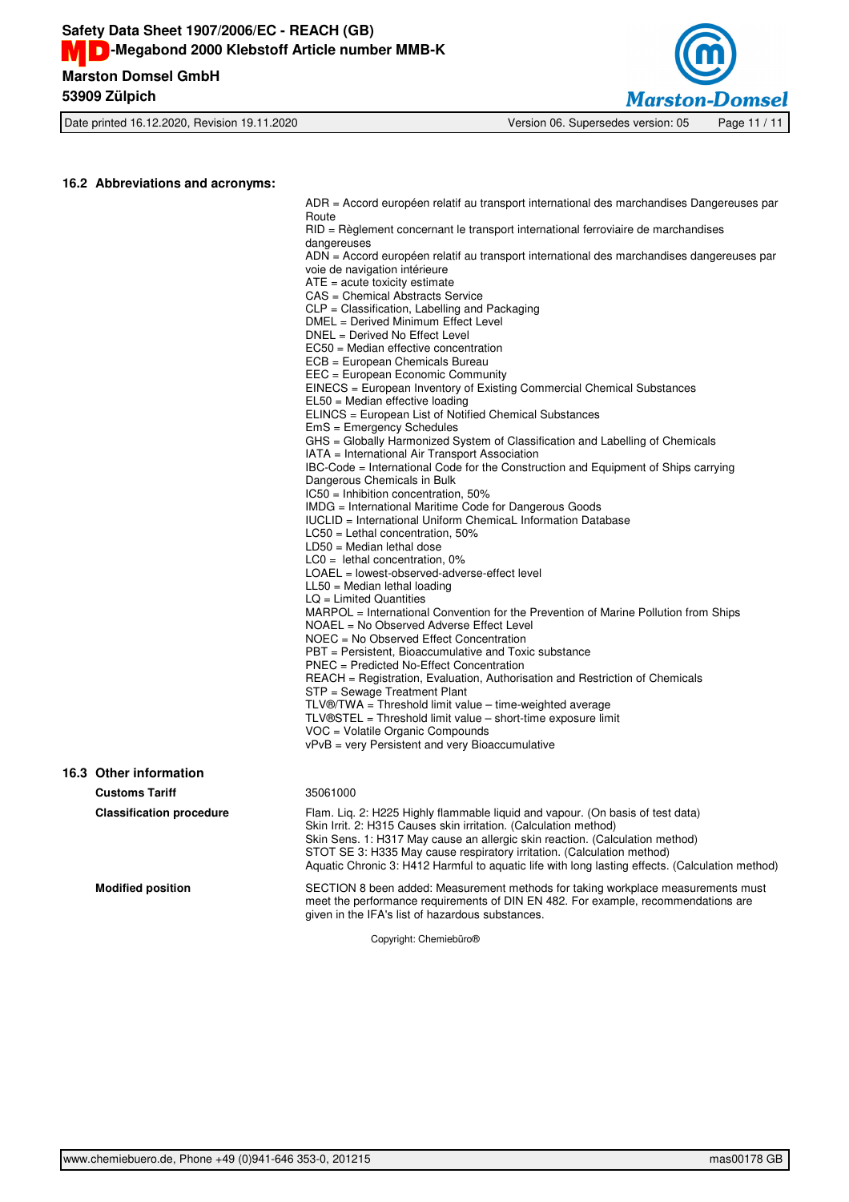## 16.2 Abbreviations and acronyms:

ADR = Accord européen relatif au transport international des marchandises Dangereuses par Route
RID = Règlement concernant le transport international ferroviaire de marchandises dangereuses
ADN = Accord européen relatif au transport international des marchandises dangereuses par voie de navigation intérieure
ATE = acute toxicity estimate
CAS = Chemical Abstracts Service
CLP = Classification, Labelling and Packaging
DMEL = Derived Minimum Effect Level
DNEL = Derived No Effect Level
EC50 = Median effective concentration
ECB = European Chemicals Bureau
EEC = European Economic Community
EINECS = European Inventory of Existing Commercial Chemical Substances
EL50 = Median effective loading
ELINCS = European List of Notified Chemical Substances
EmS = Emergency Schedules
GHS = Globally Harmonized System of Classification and Labelling of Chemicals
IATA = International Air Transport Association
IBC-Code = International Code for the Construction and Equipment of Ships carrying Dangerous Chemicals in Bulk
IC50 = Inhibition concentration, 50%
IMDG = International Maritime Code for Dangerous Goods
IUCLID = International Uniform ChemicaL Information Database
LC50 = Lethal concentration, 50%
LD50 = Median lethal dose
LC0 = lethal concentration, 0%
LOAEL = lowest-observed-adverse-effect level
LL50 = Median lethal loading
LQ = Limited Quantities
MARPOL = International Convention for the Prevention of Marine Pollution from Ships
NOAEL = No Observed Adverse Effect Level
NOEC = No Observed Effect Concentration
PBT = Persistent, Bioaccumulative and Toxic substance
PNEC = Predicted No-Effect Concentration
REACH = Registration, Evaluation, Authorisation and Restriction of Chemicals
STP = Sewage Treatment Plant
TLV®/TWA = Threshold limit value – time-weighted average
TLV®STEL = Threshold limit value – short-time exposure limit
VOC = Volatile Organic Compounds
vPvB = very Persistent and very Bioaccumulative

## 16.3 Other information

**Customs Tariff**

35061000

**Classification procedure**

Flam. Liq. 2: H225 Highly flammable liquid and vapour. (On basis of test data)
Skin Irrit. 2: H315 Causes skin irritation. (Calculation method)
Skin Sens. 1: H317 May cause an allergic skin reaction. (Calculation method)
STOT SE 3: H335 May cause respiratory irritation. (Calculation method)
Aquatic Chronic 3: H412 Harmful to aquatic life with long lasting effects. (Calculation method)

**Modified position**

SECTION 8 been added: Measurement methods for taking workplace measurements must meet the performance requirements of DIN EN 482. For example, recommendations are given in the IFA's list of hazardous substances.

Copyright: Chemiebüro®